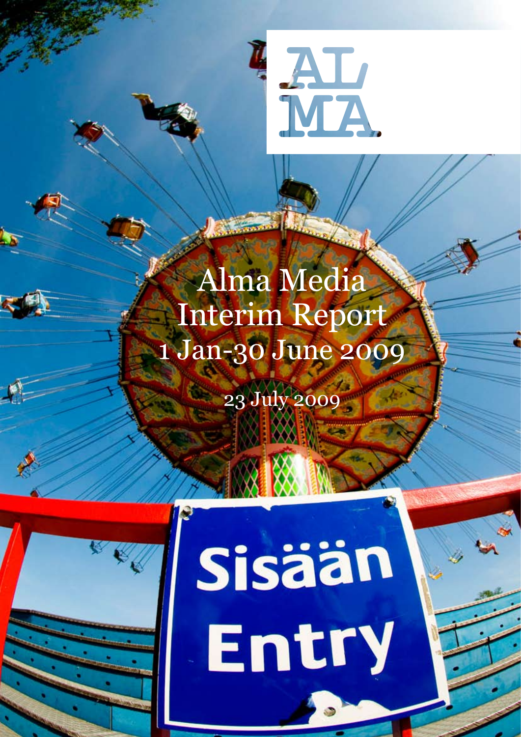ALMA

# Alma Media Interim Report 1 Jan-30 June 2009

23 July 2009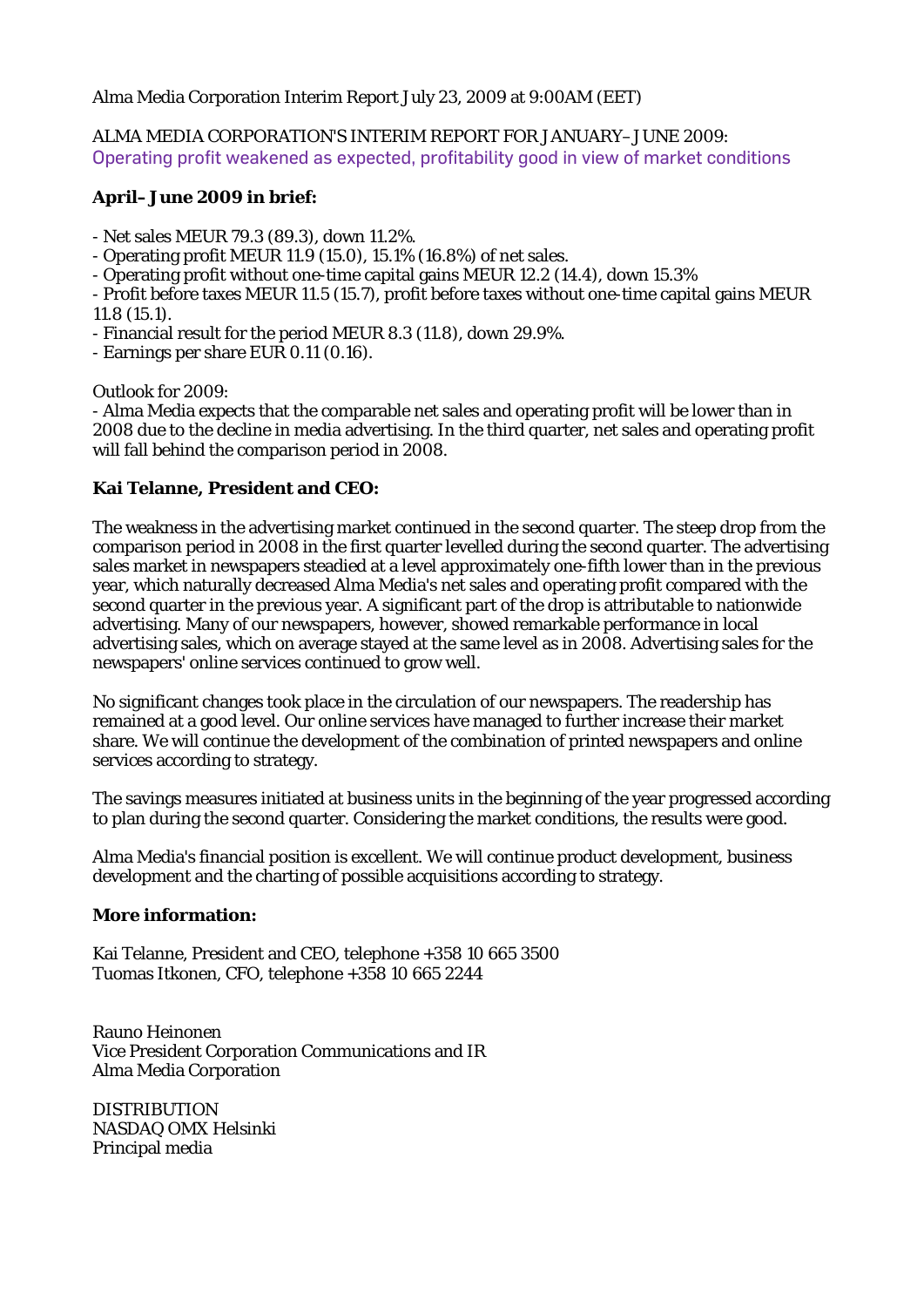Alma Media Corporation Interim Report July 23, 2009 at 9:00AM (EET)

ALMA MEDIA CORPORATION'S INTERIM REPORT FOR JANUARY–JUNE 2009:
Operating profit weakened as expected, profitability good in view of market conditions

**April–June 2009 in brief:**

- Net sales MEUR 79.3 (89.3), down 11.2%.
- Operating profit MEUR 11.9 (15.0), 15.1% (16.8%) of net sales.
- Operating profit without one-time capital gains MEUR 12.2 (14.4), down 15.3%
- Profit before taxes MEUR 11.5 (15.7), profit before taxes without one-time capital gains MEUR 11.8 (15.1).
- Financial result for the period MEUR 8.3 (11.8), down 29.9%.
- Earnings per share EUR 0.11 (0.16).

Outlook for 2009:
- Alma Media expects that the comparable net sales and operating profit will be lower than in 2008 due to the decline in media advertising. In the third quarter, net sales and operating profit will fall behind the comparison period in 2008.

**Kai Telanne, President and CEO:**

The weakness in the advertising market continued in the second quarter. The steep drop from the comparison period in 2008 in the first quarter levelled during the second quarter. The advertising sales market in newspapers steadied at a level approximately one-fifth lower than in the previous year, which naturally decreased Alma Media's net sales and operating profit compared with the second quarter in the previous year. A significant part of the drop is attributable to nationwide advertising. Many of our newspapers, however, showed remarkable performance in local advertising sales, which on average stayed at the same level as in 2008. Advertising sales for the newspapers' online services continued to grow well.

No significant changes took place in the circulation of our newspapers. The readership has remained at a good level. Our online services have managed to further increase their market share. We will continue the development of the combination of printed newspapers and online services according to strategy.

The savings measures initiated at business units in the beginning of the year progressed according to plan during the second quarter. Considering the market conditions, the results were good.

Alma Media's financial position is excellent. We will continue product development, business development and the charting of possible acquisitions according to strategy.

**More information:**

Kai Telanne, President and CEO, telephone +358 10 665 3500
Tuomas Itkonen, CFO, telephone +358 10 665 2244

Rauno Heinonen
Vice President Corporation Communications and IR
Alma Media Corporation

DISTRIBUTION
NASDAQ OMX Helsinki
Principal media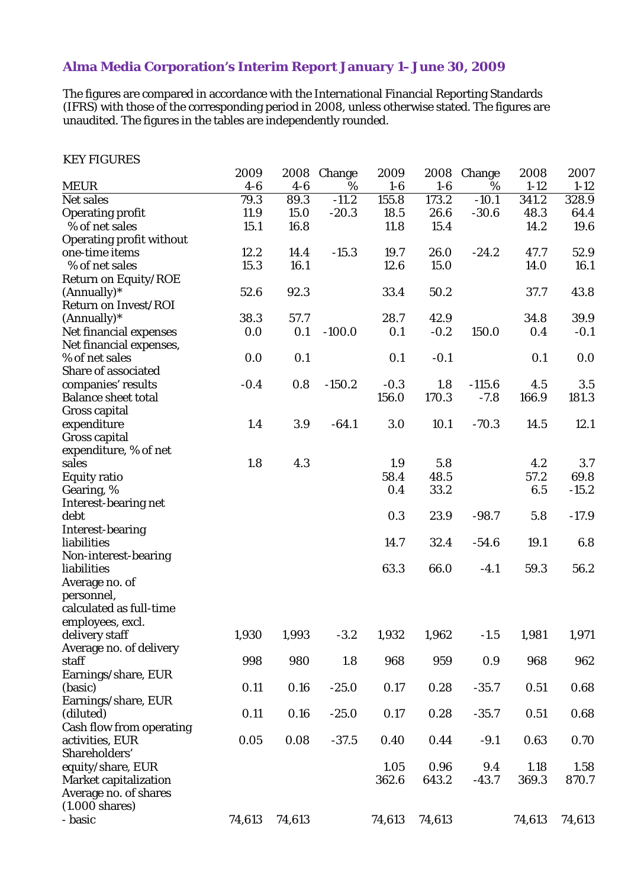# Alma Media Corporation's Interim Report January 1– June 30, 2009

The figures are compared in accordance with the International Financial Reporting Standards (IFRS) with those of the corresponding period in 2008, unless otherwise stated. The figures are unaudited. The figures in the tables are independently rounded.

KEY FIGURES

| MEUR | 2009 4-6 | 2008 4-6 | Change % | 2009 1-6 | 2008 1-6 | Change % | 2008 1-12 | 2007 1-12 |
|---|---|---|---|---|---|---|---|---|
| Net sales | 79.3 | 89.3 | -11.2 | 155.8 | 173.2 | -10.1 | 341.2 | 328.9 |
| Operating profit | 11.9 | 15.0 | -20.3 | 18.5 | 26.6 | -30.6 | 48.3 | 64.4 |
| % of net sales | 15.1 | 16.8 | | 11.8 | 15.4 | | 14.2 | 19.6 |
| Operating profit without one-time items | 12.2 | 14.4 | -15.3 | 19.7 | 26.0 | -24.2 | 47.7 | 52.9 |
| % of net sales | 15.3 | 16.1 | | 12.6 | 15.0 | | 14.0 | 16.1 |
| Return on Equity/ROE (Annually)* | 52.6 | 92.3 | | 33.4 | 50.2 | | 37.7 | 43.8 |
| Return on Invest/ROI (Annually)* | 38.3 | 57.7 | | 28.7 | 42.9 | | 34.8 | 39.9 |
| Net financial expenses | 0.0 | 0.1 | -100.0 | 0.1 | -0.2 | 150.0 | 0.4 | -0.1 |
| Net financial expenses, % of net sales | 0.0 | 0.1 | | 0.1 | -0.1 | | 0.1 | 0.0 |
| Share of associated companies' results | -0.4 | 0.8 | -150.2 | -0.3 | 1.8 | -115.6 | 4.5 | 3.5 |
| Balance sheet total | | | | 156.0 | 170.3 | -7.8 | 166.9 | 181.3 |
| Gross capital expenditure | 1.4 | 3.9 | -64.1 | 3.0 | 10.1 | -70.3 | 14.5 | 12.1 |
| Gross capital expenditure, % of net sales | 1.8 | 4.3 | | 1.9 | 5.8 | | 4.2 | 3.7 |
| Equity ratio | | | | 58.4 | 48.5 | | 57.2 | 69.8 |
| Gearing, % | | | | 0.4 | 33.2 | | 6.5 | -15.2 |
| Interest-bearing net debt | | | | 0.3 | 23.9 | -98.7 | 5.8 | -17.9 |
| Interest-bearing liabilities | | | | 14.7 | 32.4 | -54.6 | 19.1 | 6.8 |
| Non-interest-bearing liabilities | | | | 63.3 | 66.0 | -4.1 | 59.3 | 56.2 |
| Average no. of personnel, calculated as full-time employees, excl. delivery staff | 1,930 | 1,993 | -3.2 | 1,932 | 1,962 | -1.5 | 1,981 | 1,971 |
| Average no. of delivery staff | 998 | 980 | 1.8 | 968 | 959 | 0.9 | 968 | 962 |
| Earnings/share, EUR (basic) | 0.11 | 0.16 | -25.0 | 0.17 | 0.28 | -35.7 | 0.51 | 0.68 |
| Earnings/share, EUR (diluted) | 0.11 | 0.16 | -25.0 | 0.17 | 0.28 | -35.7 | 0.51 | 0.68 |
| Cash flow from operating activities, EUR | 0.05 | 0.08 | -37.5 | 0.40 | 0.44 | -9.1 | 0.63 | 0.70 |
| Shareholders' equity/share, EUR | | | | 1.05 | 0.96 | 9.4 | 1.18 | 1.58 |
| Market capitalization | | | | 362.6 | 643.2 | -43.7 | 369.3 | 870.7 |
| Average no. of shares (1.000 shares) | | | | | | | | |
| - basic | 74,613 | 74,613 | | 74,613 | 74,613 | | 74,613 | 74,613 |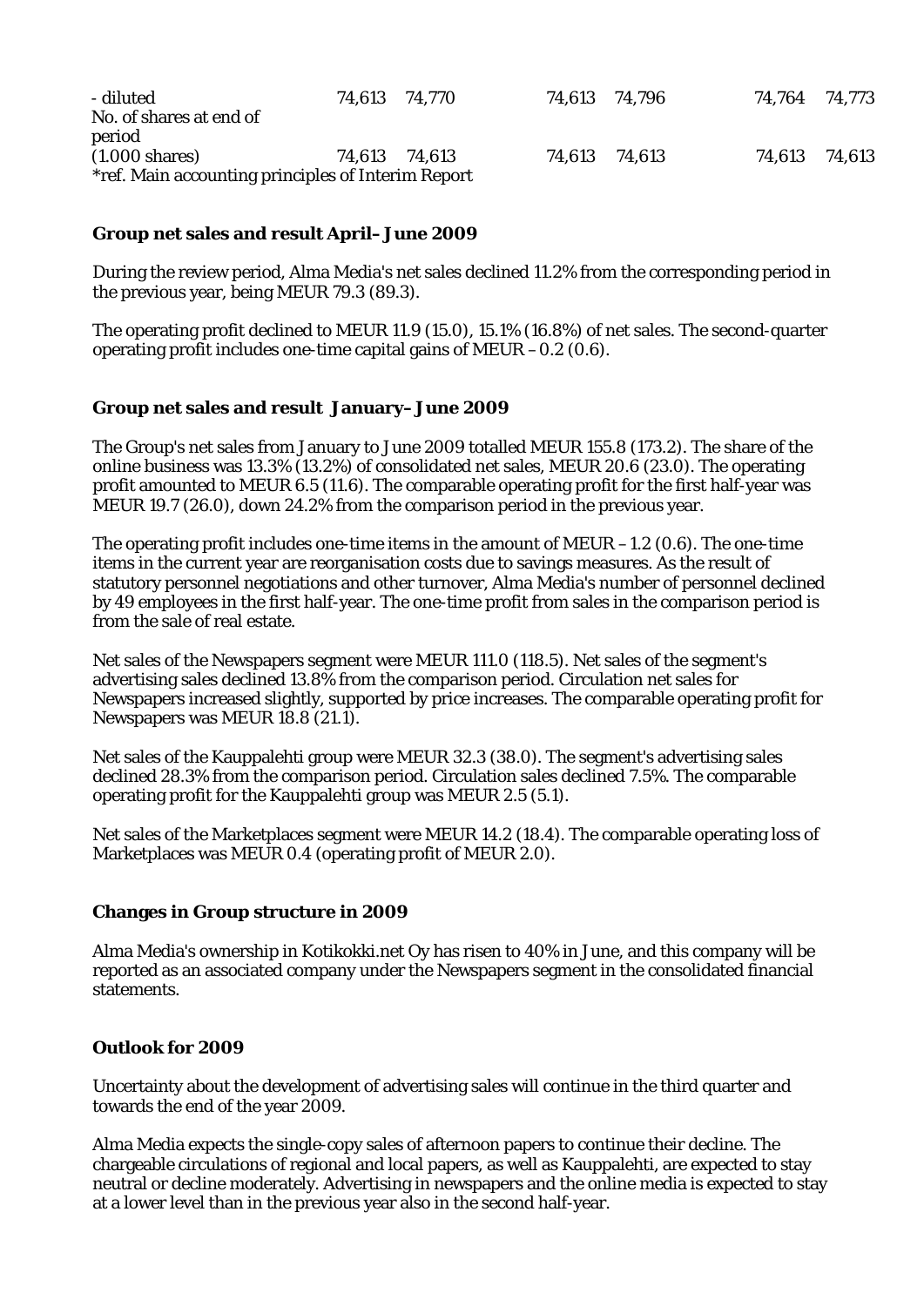| | | | | | | |
|---|---|---|---|---|---|---|
| - diluted | 74,613 | 74,770 | 74,613 | 74,796 | 74,764 | 74,773 |
| No. of shares at end of period (1.000 shares) | 74,613 | 74,613 | 74,613 | 74,613 | 74,613 | 74,613 |

*ref. Main accounting principles of Interim Report

**Group net sales and result April–June 2009**

During the review period, Alma Media's net sales declined 11.2% from the corresponding period in the previous year, being MEUR 79.3 (89.3).

The operating profit declined to MEUR 11.9 (15.0), 15.1% (16.8%) of net sales. The second-quarter operating profit includes one-time capital gains of MEUR –0.2 (0.6).

**Group net sales and result January–June 2009**

The Group's net sales from January to June 2009 totalled MEUR 155.8 (173.2). The share of the online business was 13.3% (13.2%) of consolidated net sales, MEUR 20.6 (23.0). The operating profit amounted to MEUR 6.5 (11.6). The comparable operating profit for the first half-year was MEUR 19.7 (26.0), down 24.2% from the comparison period in the previous year.

The operating profit includes one-time items in the amount of MEUR –1.2 (0.6). The one-time items in the current year are reorganisation costs due to savings measures. As the result of statutory personnel negotiations and other turnover, Alma Media's number of personnel declined by 49 employees in the first half-year. The one-time profit from sales in the comparison period is from the sale of real estate.

Net sales of the Newspapers segment were MEUR 111.0 (118.5). Net sales of the segment's advertising sales declined 13.8% from the comparison period. Circulation net sales for Newspapers increased slightly, supported by price increases. The comparable operating profit for Newspapers was MEUR 18.8 (21.1).

Net sales of the Kauppalehti group were MEUR 32.3 (38.0). The segment's advertising sales declined 28.3% from the comparison period. Circulation sales declined 7.5%. The comparable operating profit for the Kauppalehti group was MEUR 2.5 (5.1).

Net sales of the Marketplaces segment were MEUR 14.2 (18.4). The comparable operating loss of Marketplaces was MEUR 0.4 (operating profit of MEUR 2.0).

**Changes in Group structure in 2009**

Alma Media's ownership in Kotikokki.net Oy has risen to 40% in June, and this company will be reported as an associated company under the Newspapers segment in the consolidated financial statements.

**Outlook for 2009**

Uncertainty about the development of advertising sales will continue in the third quarter and towards the end of the year 2009.

Alma Media expects the single-copy sales of afternoon papers to continue their decline. The chargeable circulations of regional and local papers, as well as Kauppalehti, are expected to stay neutral or decline moderately. Advertising in newspapers and the online media is expected to stay at a lower level than in the previous year also in the second half-year.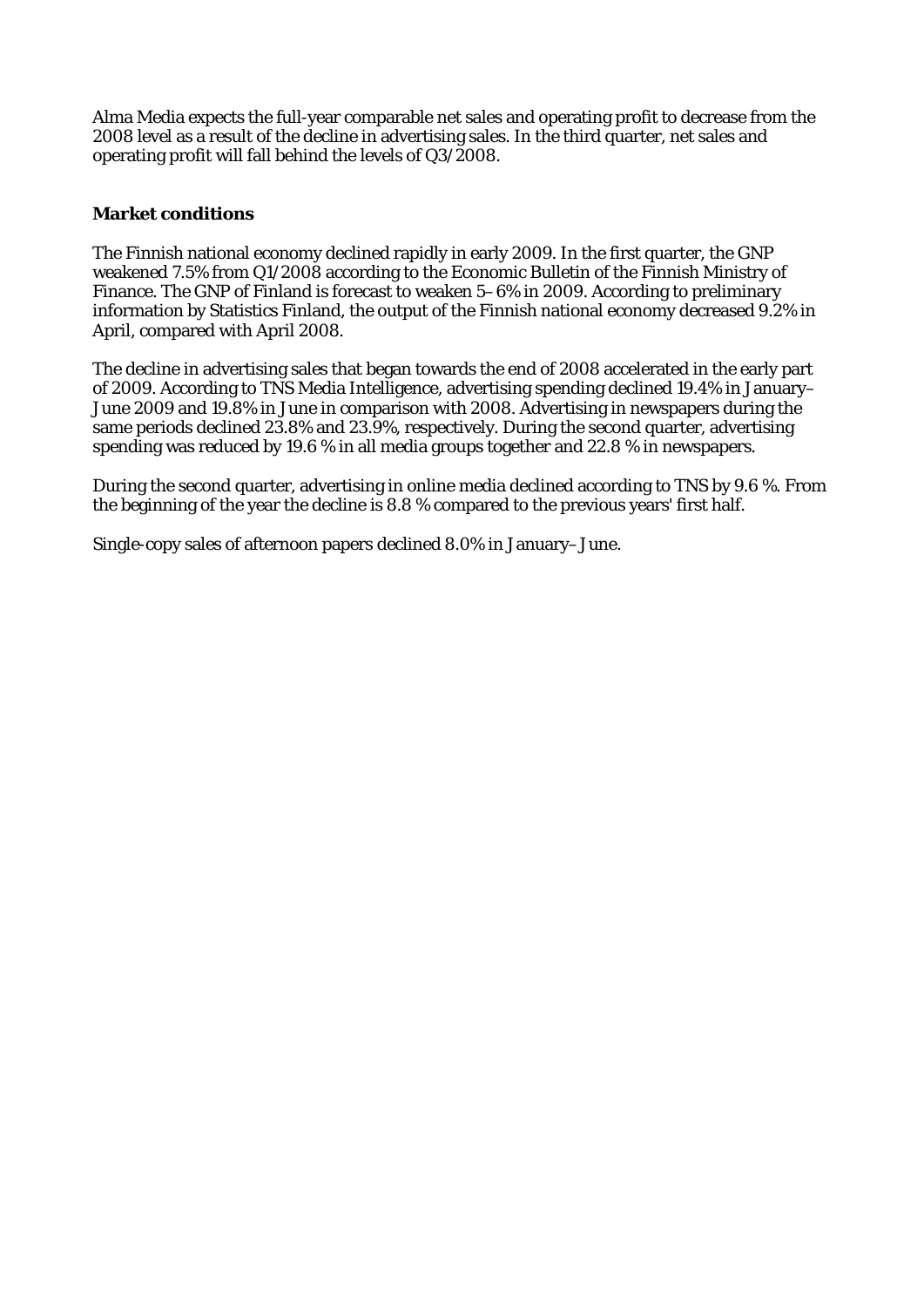Alma Media expects the full-year comparable net sales and operating profit to decrease from the 2008 level as a result of the decline in advertising sales. In the third quarter, net sales and operating profit will fall behind the levels of Q3/2008.

**Market conditions**

The Finnish national economy declined rapidly in early 2009. In the first quarter, the GNP weakened 7.5% from Q1/2008 according to the Economic Bulletin of the Finnish Ministry of Finance. The GNP of Finland is forecast to weaken 5–6% in 2009. According to preliminary information by Statistics Finland, the output of the Finnish national economy decreased 9.2% in April, compared with April 2008.

The decline in advertising sales that began towards the end of 2008 accelerated in the early part of 2009. According to TNS Media Intelligence, advertising spending declined 19.4% in January–June 2009 and 19.8% in June in comparison with 2008. Advertising in newspapers during the same periods declined 23.8% and 23.9%, respectively. During the second quarter, advertising spending was reduced by 19.6 % in all media groups together and 22.8 % in newspapers.

During the second quarter, advertising in online media declined according to TNS by 9.6 %. From the beginning of the year the decline is 8.8 % compared to the previous years' first half.

Single-copy sales of afternoon papers declined 8.0% in January–June.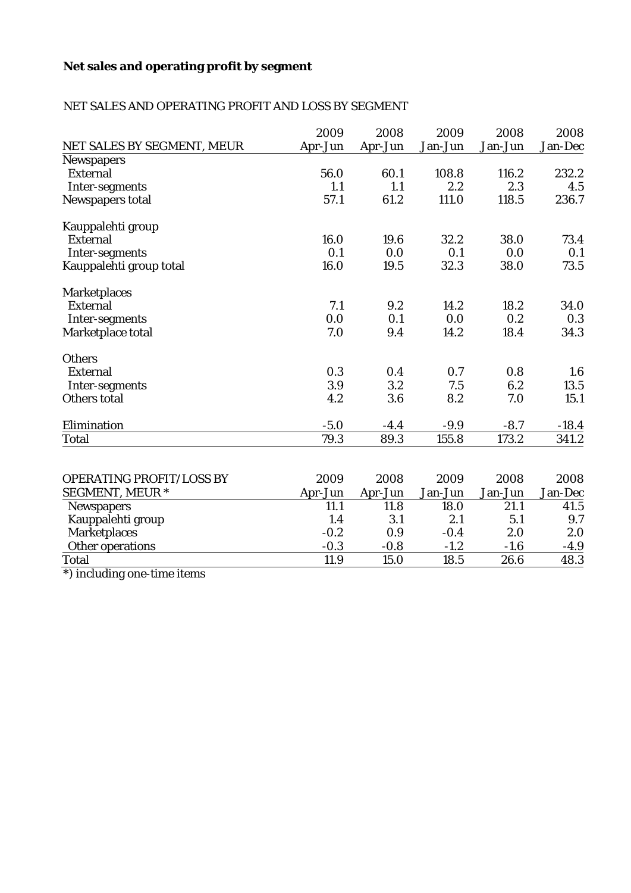**Net sales and operating profit by segment**

NET SALES AND OPERATING PROFIT AND LOSS BY SEGMENT

| NET SALES BY SEGMENT, MEUR | 2009 Apr-Jun | 2008 Apr-Jun | 2009 Jan-Jun | 2008 Jan-Jun | 2008 Jan-Dec |
|---|---|---|---|---|---|
| Newspapers | | | | | |
| External | 56.0 | 60.1 | 108.8 | 116.2 | 232.2 |
| Inter-segments | 1.1 | 1.1 | 2.2 | 2.3 | 4.5 |
| Newspapers total | 57.1 | 61.2 | 111.0 | 118.5 | 236.7 |
| | | | | | |
| Kauppalehti group | | | | | |
| External | 16.0 | 19.6 | 32.2 | 38.0 | 73.4 |
| Inter-segments | 0.1 | 0.0 | 0.1 | 0.0 | 0.1 |
| Kauppalehti group total | 16.0 | 19.5 | 32.3 | 38.0 | 73.5 |
| | | | | | |
| Marketplaces | | | | | |
| External | 7.1 | 9.2 | 14.2 | 18.2 | 34.0 |
| Inter-segments | 0.0 | 0.1 | 0.0 | 0.2 | 0.3 |
| Marketplace total | 7.0 | 9.4 | 14.2 | 18.4 | 34.3 |
| | | | | | |
| Others | | | | | |
| External | 0.3 | 0.4 | 0.7 | 0.8 | 1.6 |
| Inter-segments | 3.9 | 3.2 | 7.5 | 6.2 | 13.5 |
| Others total | 4.2 | 3.6 | 8.2 | 7.0 | 15.1 |
| | | | | | |
| Elimination | -5.0 | -4.4 | -9.9 | -8.7 | -18.4 |
| Total | 79.3 | 89.3 | 155.8 | 173.2 | 341.2 |

| OPERATING PROFIT/LOSS BY SEGMENT, MEUR * | 2009 Apr-Jun | 2008 Apr-Jun | 2009 Jan-Jun | 2008 Jan-Jun | 2008 Jan-Dec |
|---|---|---|---|---|---|
| Newspapers | 11.1 | 11.8 | 18.0 | 21.1 | 41.5 |
| Kauppalehti group | 1.4 | 3.1 | 2.1 | 5.1 | 9.7 |
| Marketplaces | -0.2 | 0.9 | -0.4 | 2.0 | 2.0 |
| Other operations | -0.3 | -0.8 | -1.2 | -1.6 | -4.9 |
| Total | 11.9 | 15.0 | 18.5 | 26.6 | 48.3 |

*) including one-time items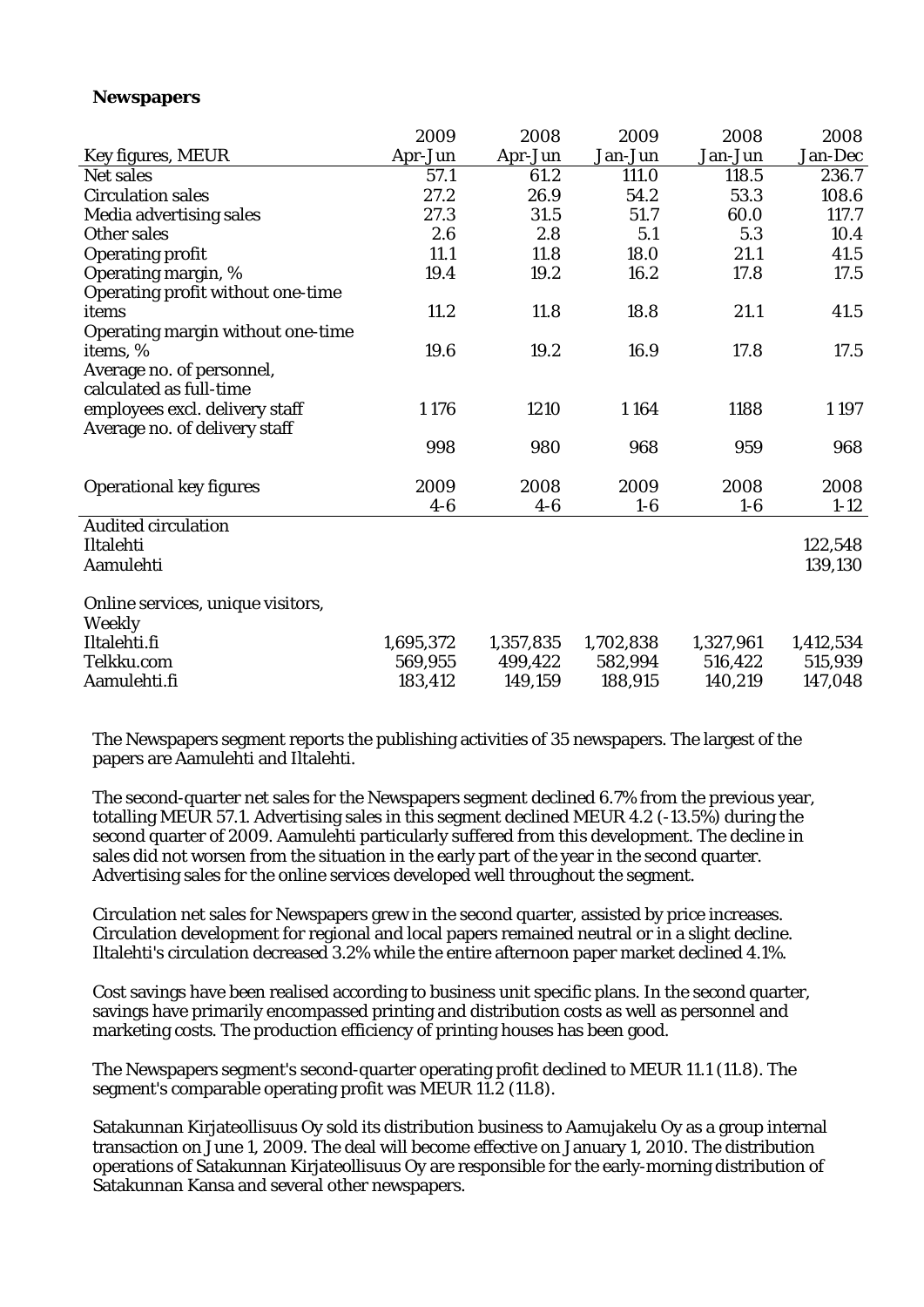**Newspapers**

| Key figures, MEUR | 2009 Apr-Jun | 2008 Apr-Jun | 2009 Jan-Jun | 2008 Jan-Jun | 2008 Jan-Dec |
|---|---|---|---|---|---|
| Net sales | 57.1 | 61.2 | 111.0 | 118.5 | 236.7 |
| Circulation sales | 27.2 | 26.9 | 54.2 | 53.3 | 108.6 |
| Media advertising sales | 27.3 | 31.5 | 51.7 | 60.0 | 117.7 |
| Other sales | 2.6 | 2.8 | 5.1 | 5.3 | 10.4 |
| Operating profit | 11.1 | 11.8 | 18.0 | 21.1 | 41.5 |
| Operating margin, % | 19.4 | 19.2 | 16.2 | 17.8 | 17.5 |
| Operating profit without one-time items | 11.2 | 11.8 | 18.8 | 21.1 | 41.5 |
| Operating margin without one-time items, % | 19.6 | 19.2 | 16.9 | 17.8 | 17.5 |
| Average no. of personnel, calculated as full-time employees excl. delivery staff | 1 176 | 1210 | 1 164 | 1188 | 1 197 |
| Average no. of delivery staff | 998 | 980 | 968 | 959 | 968 |

| Operational key figures | 2009 4-6 | 2008 4-6 | 2009 1-6 | 2008 1-6 | 2008 1-12 |
|---|---|---|---|---|---|
| Audited circulation | | | | | |
| Iltalehti | | | | | 122,548 |
| Aamulehti | | | | | 139,130 |
| Online services, unique visitors, Weekly | | | | | |
| Iltalehti.fi | 1,695,372 | 1,357,835 | 1,702,838 | 1,327,961 | 1,412,534 |
| Telkku.com | 569,955 | 499,422 | 582,994 | 516,422 | 515,939 |
| Aamulehti.fi | 183,412 | 149,159 | 188,915 | 140,219 | 147,048 |

The Newspapers segment reports the publishing activities of 35 newspapers. The largest of the papers are Aamulehti and Iltalehti.

The second-quarter net sales for the Newspapers segment declined 6.7% from the previous year, totalling MEUR 57.1. Advertising sales in this segment declined MEUR 4.2 (-13.5%) during the second quarter of 2009. Aamulehti particularly suffered from this development. The decline in sales did not worsen from the situation in the early part of the year in the second quarter. Advertising sales for the online services developed well throughout the segment.

Circulation net sales for Newspapers grew in the second quarter, assisted by price increases. Circulation development for regional and local papers remained neutral or in a slight decline. Iltalehti's circulation decreased 3.2% while the entire afternoon paper market declined 4.1%.

Cost savings have been realised according to business unit specific plans. In the second quarter, savings have primarily encompassed printing and distribution costs as well as personnel and marketing costs. The production efficiency of printing houses has been good.

The Newspapers segment's second-quarter operating profit declined to MEUR 11.1 (11.8). The segment's comparable operating profit was MEUR 11.2 (11.8).

Satakunnan Kirjateollisuus Oy sold its distribution business to Aamujakelu Oy as a group internal transaction on June 1, 2009. The deal will become effective on January 1, 2010. The distribution operations of Satakunnan Kirjateollisuus Oy are responsible for the early-morning distribution of Satakunnan Kansa and several other newspapers.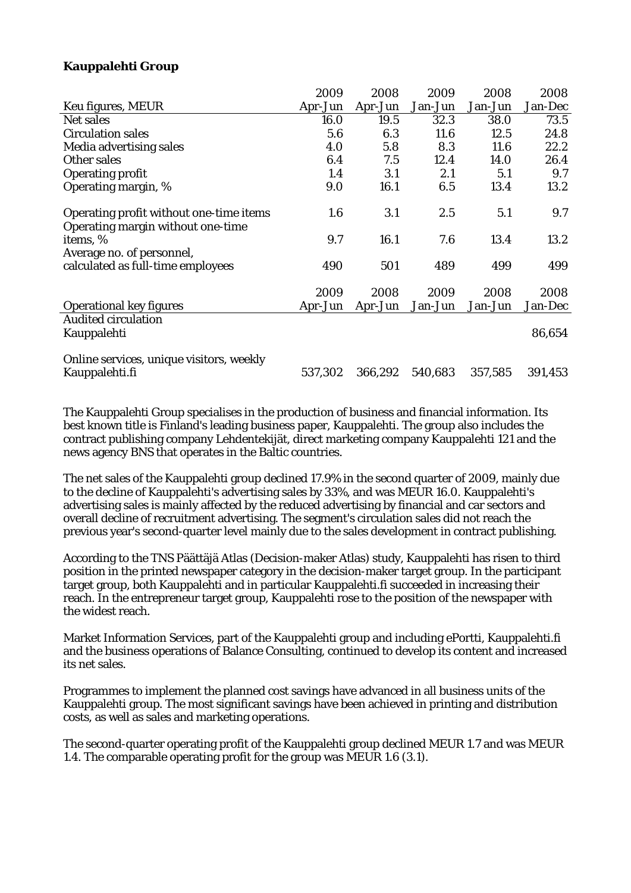**Kauppalehti Group**

| Keu figures, MEUR | 2009 Apr-Jun | 2008 Apr-Jun | 2009 Jan-Jun | 2008 Jan-Jun | 2008 Jan-Dec |
|---|---|---|---|---|---|
| Net sales | 16.0 | 19.5 | 32.3 | 38.0 | 73.5 |
| Circulation sales | 5.6 | 6.3 | 11.6 | 12.5 | 24.8 |
| Media advertising sales | 4.0 | 5.8 | 8.3 | 11.6 | 22.2 |
| Other sales | 6.4 | 7.5 | 12.4 | 14.0 | 26.4 |
| Operating profit | 1.4 | 3.1 | 2.1 | 5.1 | 9.7 |
| Operating margin, % | 9.0 | 16.1 | 6.5 | 13.4 | 13.2 |
| Operating profit without one-time items | 1.6 | 3.1 | 2.5 | 5.1 | 9.7 |
| Operating margin without one-time items, % | 9.7 | 16.1 | 7.6 | 13.4 | 13.2 |
| Average no. of personnel, calculated as full-time employees | 490 | 501 | 489 | 499 | 499 |

| Operational key figures | 2009 Apr-Jun | 2008 Apr-Jun | 2009 Jan-Jun | 2008 Jan-Jun | 2008 Jan-Dec |
|---|---|---|---|---|---|
| Audited circulation | | | | | |
| Kauppalehti | | | | | 86,654 |
| Online services, unique visitors, weekly | | | | | |
| Kauppalehti.fi | 537,302 | 366,292 | 540,683 | 357,585 | 391,453 |

The Kauppalehti Group specialises in the production of business and financial information. Its best known title is Finland's leading business paper, Kauppalehti. The group also includes the contract publishing company Lehdentekijät, direct marketing company Kauppalehti 121 and the news agency BNS that operates in the Baltic countries.

The net sales of the Kauppalehti group declined 17.9% in the second quarter of 2009, mainly due to the decline of Kauppalehti's advertising sales by 33%, and was MEUR 16.0. Kauppalehti's advertising sales is mainly affected by the reduced advertising by financial and car sectors and overall decline of recruitment advertising. The segment's circulation sales did not reach the previous year's second-quarter level mainly due to the sales development in contract publishing.

According to the TNS Päättäjä Atlas (Decision-maker Atlas) study, Kauppalehti has risen to third position in the printed newspaper category in the decision-maker target group. In the participant target group, both Kauppalehti and in particular Kauppalehti.fi succeeded in increasing their reach. In the entrepreneur target group, Kauppalehti rose to the position of the newspaper with the widest reach.

Market Information Services, part of the Kauppalehti group and including ePortti, Kauppalehti.fi and the business operations of Balance Consulting, continued to develop its content and increased its net sales.

Programmes to implement the planned cost savings have advanced in all business units of the Kauppalehti group. The most significant savings have been achieved in printing and distribution costs, as well as sales and marketing operations.

The second-quarter operating profit of the Kauppalehti group declined MEUR 1.7 and was MEUR 1.4. The comparable operating profit for the group was MEUR 1.6 (3.1).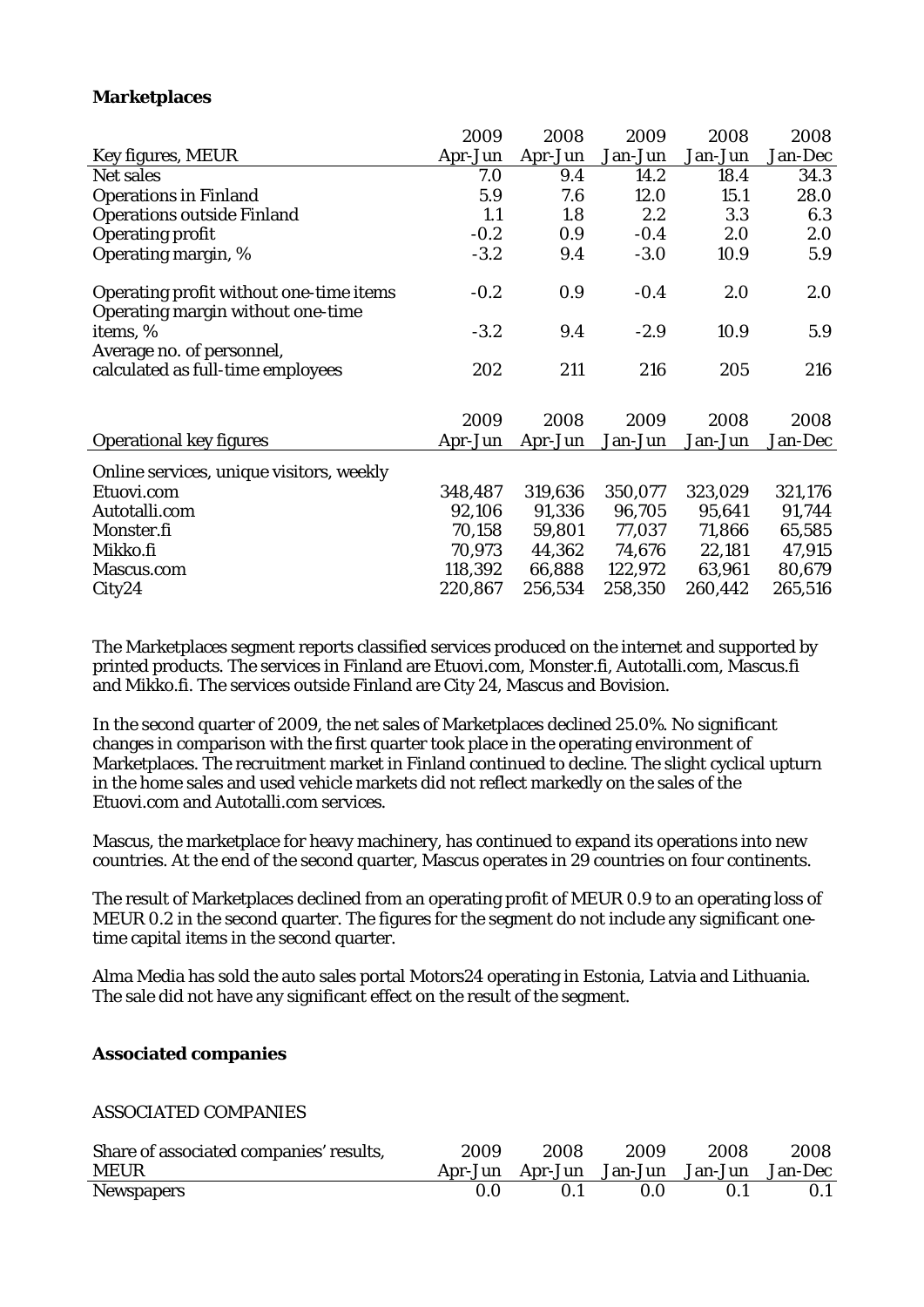**Marketplaces**

| Key figures, MEUR | 2009 Apr-Jun | 2008 Apr-Jun | 2009 Jan-Jun | 2008 Jan-Jun | 2008 Jan-Dec |
|---|---|---|---|---|---|
| Net sales | 7.0 | 9.4 | 14.2 | 18.4 | 34.3 |
| Operations in Finland | 5.9 | 7.6 | 12.0 | 15.1 | 28.0 |
| Operations outside Finland | 1.1 | 1.8 | 2.2 | 3.3 | 6.3 |
| Operating profit | -0.2 | 0.9 | -0.4 | 2.0 | 2.0 |
| Operating margin, % | -3.2 | 9.4 | -3.0 | 10.9 | 5.9 |
| Operating profit without one-time items | -0.2 | 0.9 | -0.4 | 2.0 | 2.0 |
| Operating margin without one-time items, % | -3.2 | 9.4 | -2.9 | 10.9 | 5.9 |
| Average no. of personnel, calculated as full-time employees | 202 | 211 | 216 | 205 | 216 |

| Operational key figures | 2009 Apr-Jun | 2008 Apr-Jun | 2009 Jan-Jun | 2008 Jan-Jun | 2008 Jan-Dec |
|---|---|---|---|---|---|
| Online services, unique visitors, weekly | | | | | |
| Etuovi.com | 348,487 | 319,636 | 350,077 | 323,029 | 321,176 |
| Autotalli.com | 92,106 | 91,336 | 96,705 | 95,641 | 91,744 |
| Monster.fi | 70,158 | 59,801 | 77,037 | 71,866 | 65,585 |
| Mikko.fi | 70,973 | 44,362 | 74,676 | 22,181 | 47,915 |
| Mascus.com | 118,392 | 66,888 | 122,972 | 63,961 | 80,679 |
| City24 | 220,867 | 256,534 | 258,350 | 260,442 | 265,516 |

The Marketplaces segment reports classified services produced on the internet and supported by printed products. The services in Finland are Etuovi.com, Monster.fi, Autotalli.com, Mascus.fi and Mikko.fi. The services outside Finland are City 24, Mascus and Bovision.

In the second quarter of 2009, the net sales of Marketplaces declined 25.0%. No significant changes in comparison with the first quarter took place in the operating environment of Marketplaces. The recruitment market in Finland continued to decline. The slight cyclical upturn in the home sales and used vehicle markets did not reflect markedly on the sales of the Etuovi.com and Autotalli.com services.

Mascus, the marketplace for heavy machinery, has continued to expand its operations into new countries. At the end of the second quarter, Mascus operates in 29 countries on four continents.

The result of Marketplaces declined from an operating profit of MEUR 0.9 to an operating loss of MEUR 0.2 in the second quarter. The figures for the segment do not include any significant one-time capital items in the second quarter.

Alma Media has sold the auto sales portal Motors24 operating in Estonia, Latvia and Lithuania. The sale did not have any significant effect on the result of the segment.

**Associated companies**

ASSOCIATED COMPANIES

| Share of associated companies' results, MEUR | 2009 Apr-Jun | 2008 Apr-Jun | 2009 Jan-Jun | 2008 Jan-Jun | 2008 Jan-Dec |
|---|---|---|---|---|---|
| Newspapers | 0.0 | 0.1 | 0.0 | 0.1 | 0.1 |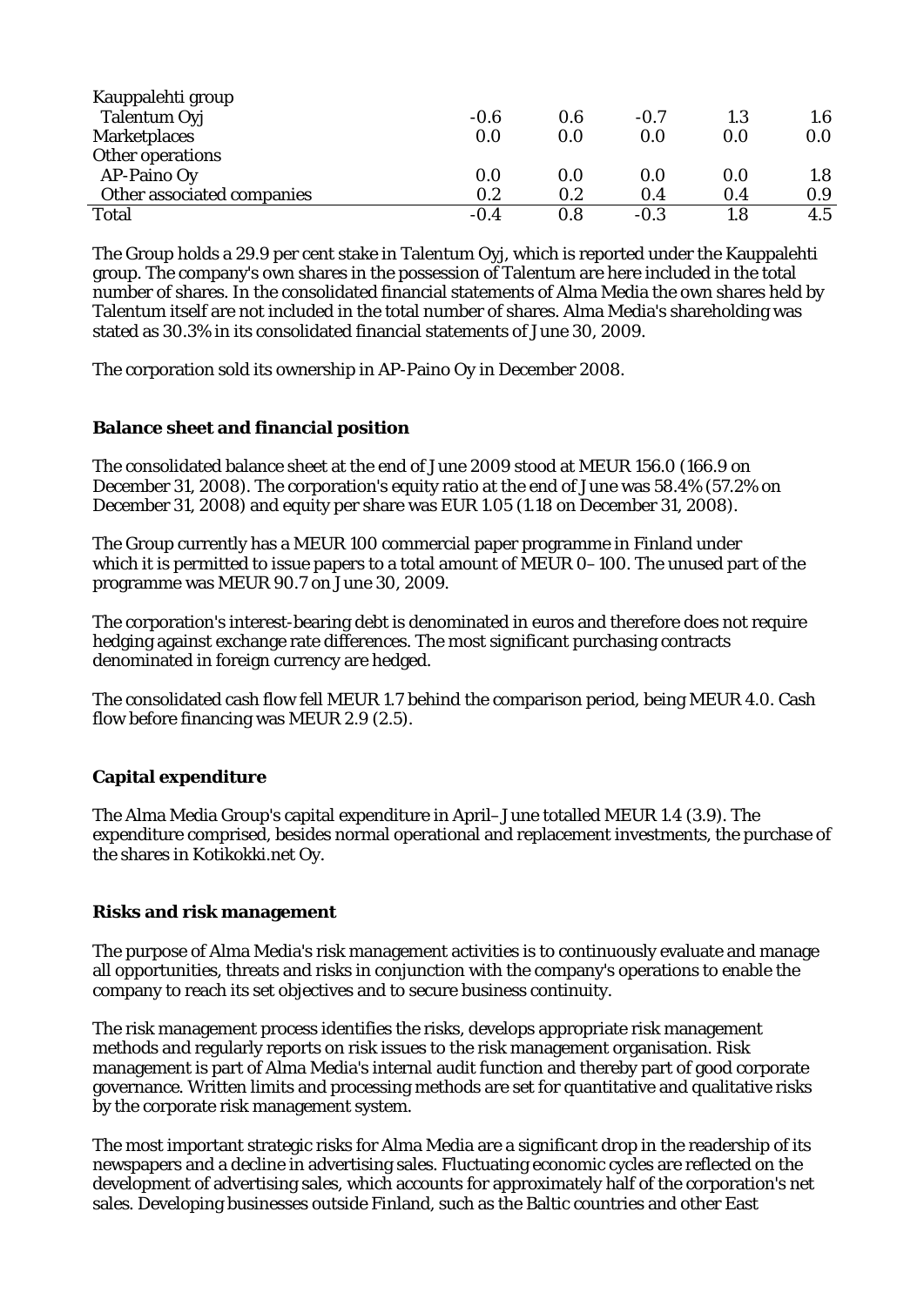| | | | | | |
|---|---|---|---|---|---|
| Kauppalehti group | | | | | |
| Talentum Oyj | -0.6 | 0.6 | -0.7 | 1.3 | 1.6 |
| Marketplaces | 0.0 | 0.0 | 0.0 | 0.0 | 0.0 |
| Other operations | | | | | |
| AP-Paino Oy | 0.0 | 0.0 | 0.0 | 0.0 | 1.8 |
| Other associated companies | 0.2 | 0.2 | 0.4 | 0.4 | 0.9 |
| Total | -0.4 | 0.8 | -0.3 | 1.8 | 4.5 |

The Group holds a 29.9 per cent stake in Talentum Oyj, which is reported under the Kauppalehti group. The company's own shares in the possession of Talentum are here included in the total number of shares. In the consolidated financial statements of Alma Media the own shares held by Talentum itself are not included in the total number of shares. Alma Media's shareholding was stated as 30.3% in its consolidated financial statements of June 30, 2009.

The corporation sold its ownership in AP-Paino Oy in December 2008.

**Balance sheet and financial position**

The consolidated balance sheet at the end of June 2009 stood at MEUR 156.0 (166.9 on December 31, 2008). The corporation's equity ratio at the end of June was 58.4% (57.2% on December 31, 2008) and equity per share was EUR 1.05 (1.18 on December 31, 2008).

The Group currently has a MEUR 100 commercial paper programme in Finland under which it is permitted to issue papers to a total amount of MEUR 0–100. The unused part of the programme was MEUR 90.7 on June 30, 2009.

The corporation's interest-bearing debt is denominated in euros and therefore does not require hedging against exchange rate differences. The most significant purchasing contracts denominated in foreign currency are hedged.

The consolidated cash flow fell MEUR 1.7 behind the comparison period, being MEUR 4.0. Cash flow before financing was MEUR 2.9 (2.5).

**Capital expenditure**

The Alma Media Group's capital expenditure in April–June totalled MEUR 1.4 (3.9). The expenditure comprised, besides normal operational and replacement investments, the purchase of the shares in Kotikokki.net Oy.

**Risks and risk management**

The purpose of Alma Media's risk management activities is to continuously evaluate and manage all opportunities, threats and risks in conjunction with the company's operations to enable the company to reach its set objectives and to secure business continuity.

The risk management process identifies the risks, develops appropriate risk management methods and regularly reports on risk issues to the risk management organisation. Risk management is part of Alma Media's internal audit function and thereby part of good corporate governance. Written limits and processing methods are set for quantitative and qualitative risks by the corporate risk management system.

The most important strategic risks for Alma Media are a significant drop in the readership of its newspapers and a decline in advertising sales. Fluctuating economic cycles are reflected on the development of advertising sales, which accounts for approximately half of the corporation's net sales. Developing businesses outside Finland, such as the Baltic countries and other East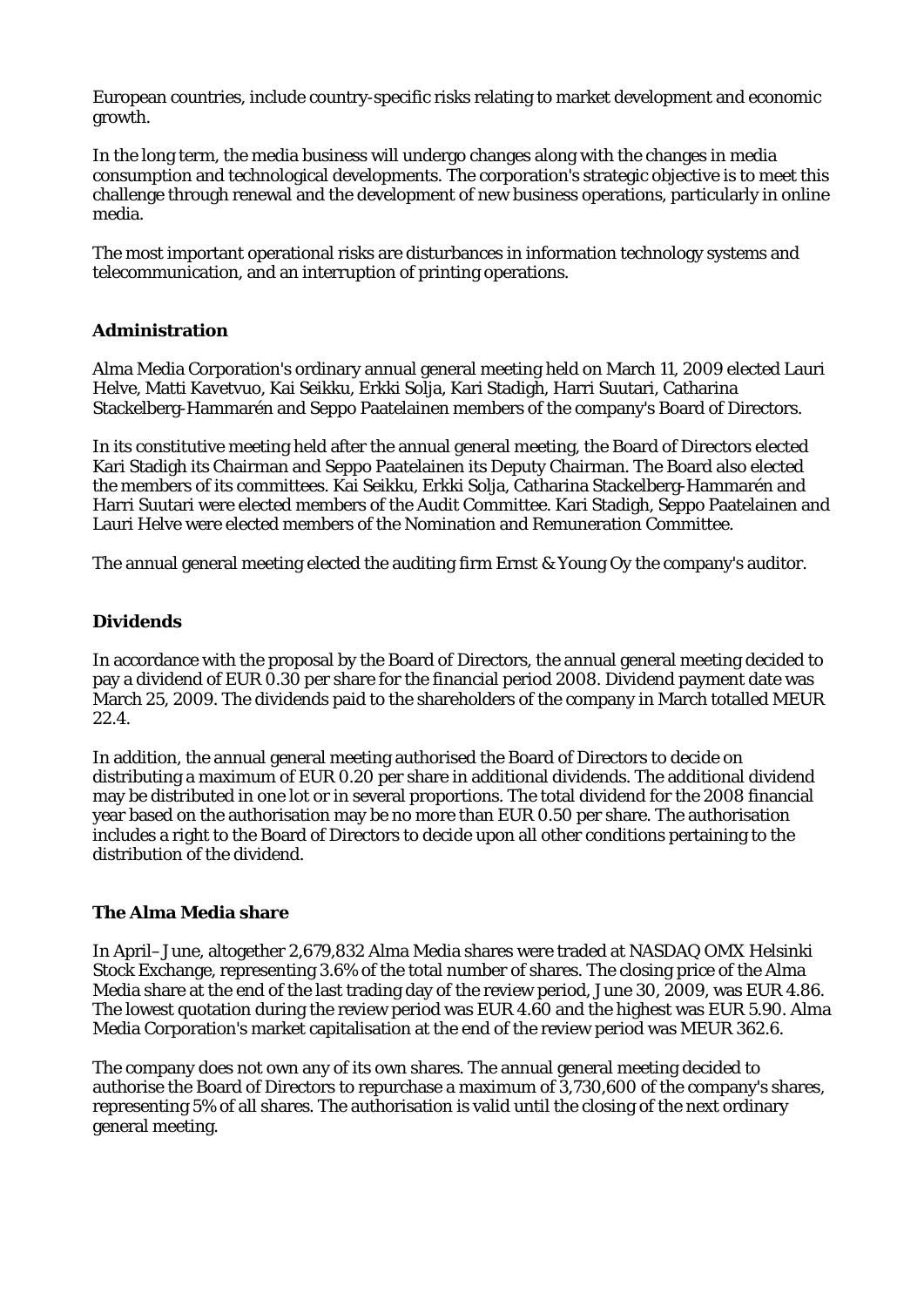European countries, include country-specific risks relating to market development and economic growth.

In the long term, the media business will undergo changes along with the changes in media consumption and technological developments. The corporation's strategic objective is to meet this challenge through renewal and the development of new business operations, particularly in online media.

The most important operational risks are disturbances in information technology systems and telecommunication, and an interruption of printing operations.

## Administration

Alma Media Corporation's ordinary annual general meeting held on March 11, 2009 elected Lauri Helve, Matti Kavetvuo, Kai Seikku, Erkki Solja, Kari Stadigh, Harri Suutari, Catharina Stackelberg-Hammarén and Seppo Paatelainen members of the company's Board of Directors.

In its constitutive meeting held after the annual general meeting, the Board of Directors elected Kari Stadigh its Chairman and Seppo Paatelainen its Deputy Chairman. The Board also elected the members of its committees. Kai Seikku, Erkki Solja, Catharina Stackelberg-Hammarén and Harri Suutari were elected members of the Audit Committee. Kari Stadigh, Seppo Paatelainen and Lauri Helve were elected members of the Nomination and Remuneration Committee.

The annual general meeting elected the auditing firm Ernst & Young Oy the company's auditor.

## Dividends

In accordance with the proposal by the Board of Directors, the annual general meeting decided to pay a dividend of EUR 0.30 per share for the financial period 2008. Dividend payment date was March 25, 2009. The dividends paid to the shareholders of the company in March totalled MEUR 22.4.

In addition, the annual general meeting authorised the Board of Directors to decide on distributing a maximum of EUR 0.20 per share in additional dividends. The additional dividend may be distributed in one lot or in several proportions. The total dividend for the 2008 financial year based on the authorisation may be no more than EUR 0.50 per share. The authorisation includes a right to the Board of Directors to decide upon all other conditions pertaining to the distribution of the dividend.

## The Alma Media share

In April–June, altogether 2,679,832 Alma Media shares were traded at NASDAQ OMX Helsinki Stock Exchange, representing 3.6% of the total number of shares. The closing price of the Alma Media share at the end of the last trading day of the review period, June 30, 2009, was EUR 4.86. The lowest quotation during the review period was EUR 4.60 and the highest was EUR 5.90. Alma Media Corporation's market capitalisation at the end of the review period was MEUR 362.6.

The company does not own any of its own shares. The annual general meeting decided to authorise the Board of Directors to repurchase a maximum of 3,730,600 of the company's shares, representing 5% of all shares. The authorisation is valid until the closing of the next ordinary general meeting.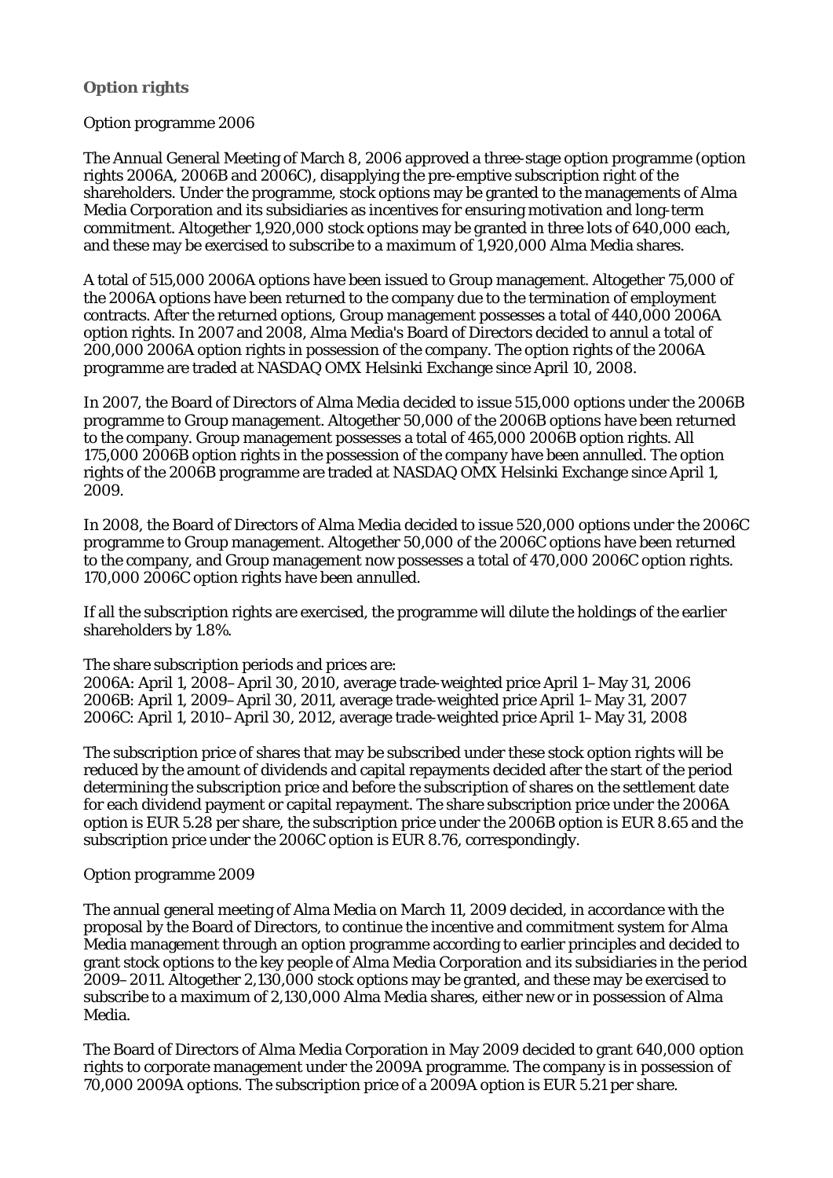## Option rights

Option programme 2006

The Annual General Meeting of March 8, 2006 approved a three-stage option programme (option rights 2006A, 2006B and 2006C), disapplying the pre-emptive subscription right of the shareholders. Under the programme, stock options may be granted to the managements of Alma Media Corporation and its subsidiaries as incentives for ensuring motivation and long-term commitment. Altogether 1,920,000 stock options may be granted in three lots of 640,000 each, and these may be exercised to subscribe to a maximum of 1,920,000 Alma Media shares.

A total of 515,000 2006A options have been issued to Group management. Altogether 75,000 of the 2006A options have been returned to the company due to the termination of employment contracts. After the returned options, Group management possesses a total of 440,000 2006A option rights. In 2007 and 2008, Alma Media's Board of Directors decided to annul a total of 200,000 2006A option rights in possession of the company. The option rights of the 2006A programme are traded at NASDAQ OMX Helsinki Exchange since April 10, 2008.

In 2007, the Board of Directors of Alma Media decided to issue 515,000 options under the 2006B programme to Group management. Altogether 50,000 of the 2006B options have been returned to the company. Group management possesses a total of 465,000 2006B option rights. All 175,000 2006B option rights in the possession of the company have been annulled. The option rights of the 2006B programme are traded at NASDAQ OMX Helsinki Exchange since April 1, 2009.

In 2008, the Board of Directors of Alma Media decided to issue 520,000 options under the 2006C programme to Group management. Altogether 50,000 of the 2006C options have been returned to the company, and Group management now possesses a total of 470,000 2006C option rights. 170,000 2006C option rights have been annulled.

If all the subscription rights are exercised, the programme will dilute the holdings of the earlier shareholders by 1.8%.

The share subscription periods and prices are:
2006A: April 1, 2008–April 30, 2010, average trade-weighted price April 1–May 31, 2006
2006B: April 1, 2009–April 30, 2011, average trade-weighted price April 1–May 31, 2007
2006C: April 1, 2010–April 30, 2012, average trade-weighted price April 1–May 31, 2008

The subscription price of shares that may be subscribed under these stock option rights will be reduced by the amount of dividends and capital repayments decided after the start of the period determining the subscription price and before the subscription of shares on the settlement date for each dividend payment or capital repayment. The share subscription price under the 2006A option is EUR 5.28 per share, the subscription price under the 2006B option is EUR 8.65 and the subscription price under the 2006C option is EUR 8.76, correspondingly.

Option programme 2009

The annual general meeting of Alma Media on March 11, 2009 decided, in accordance with the proposal by the Board of Directors, to continue the incentive and commitment system for Alma Media management through an option programme according to earlier principles and decided to grant stock options to the key people of Alma Media Corporation and its subsidiaries in the period 2009–2011. Altogether 2,130,000 stock options may be granted, and these may be exercised to subscribe to a maximum of 2,130,000 Alma Media shares, either new or in possession of Alma Media.

The Board of Directors of Alma Media Corporation in May 2009 decided to grant 640,000 option rights to corporate management under the 2009A programme. The company is in possession of 70,000 2009A options. The subscription price of a 2009A option is EUR 5.21 per share.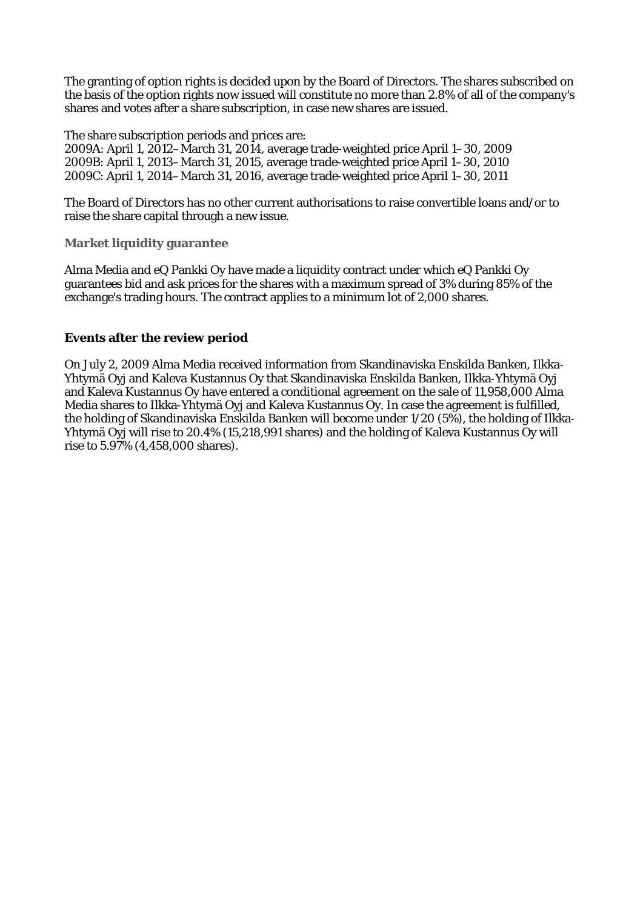The granting of option rights is decided upon by the Board of Directors. The shares subscribed on the basis of the option rights now issued will constitute no more than 2.8% of all of the company's shares and votes after a share subscription, in case new shares are issued.

The share subscription periods and prices are:
2009A: April 1, 2012–March 31, 2014, average trade-weighted price April 1–30, 2009
2009B: April 1, 2013–March 31, 2015, average trade-weighted price April 1–30, 2010
2009C: April 1, 2014–March 31, 2016, average trade-weighted price April 1–30, 2011

The Board of Directors has no other current authorisations to raise convertible loans and/or to raise the share capital through a new issue.

### Market liquidity guarantee

Alma Media and eQ Pankki Oy have made a liquidity contract under which eQ Pankki Oy guarantees bid and ask prices for the shares with a maximum spread of 3% during 85% of the exchange's trading hours. The contract applies to a minimum lot of 2,000 shares.

## Events after the review period

On July 2, 2009 Alma Media received information from Skandinaviska Enskilda Banken, Ilkka-Yhtymä Oyj and Kaleva Kustannus Oy that Skandinaviska Enskilda Banken, Ilkka-Yhtymä Oyj and Kaleva Kustannus Oy have entered a conditional agreement on the sale of 11,958,000 Alma Media shares to Ilkka-Yhtymä Oyj and Kaleva Kustannus Oy. In case the agreement is fulfilled, the holding of Skandinaviska Enskilda Banken will become under 1/20 (5%), the holding of Ilkka-Yhtymä Oyj will rise to 20.4% (15,218,991 shares) and the holding of Kaleva Kustannus Oy will rise to 5.97% (4,458,000 shares).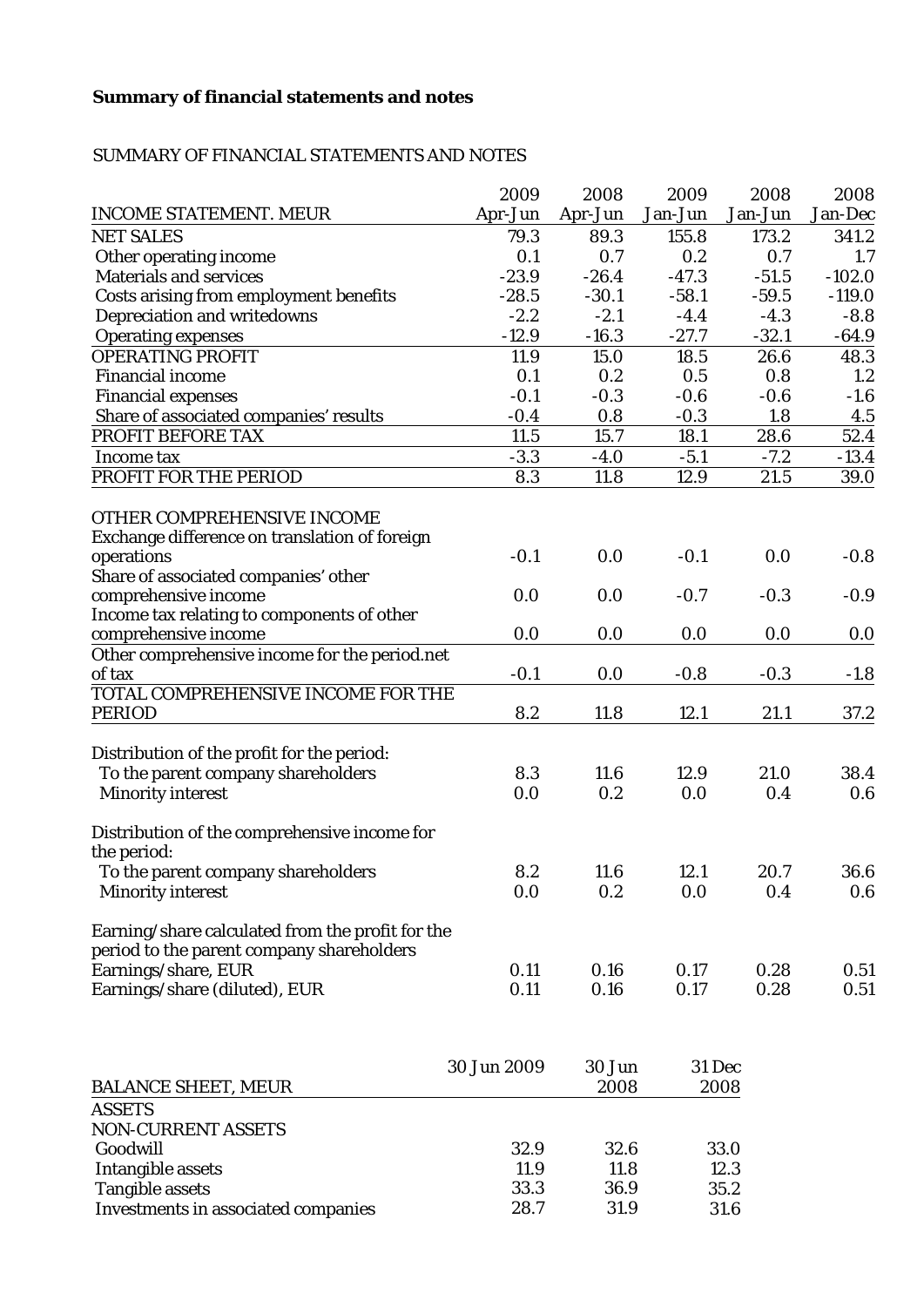**Summary of financial statements and notes**

SUMMARY OF FINANCIAL STATEMENTS AND NOTES

| INCOME STATEMENT. MEUR | 2009 Apr-Jun | 2008 Apr-Jun | 2009 Jan-Jun | 2008 Jan-Jun | 2008 Jan-Dec |
|---|---|---|---|---|---|
| NET SALES | 79.3 | 89.3 | 155.8 | 173.2 | 341.2 |
| Other operating income | 0.1 | 0.7 | 0.2 | 0.7 | 1.7 |
| Materials and services | -23.9 | -26.4 | -47.3 | -51.5 | -102.0 |
| Costs arising from employment benefits | -28.5 | -30.1 | -58.1 | -59.5 | -119.0 |
| Depreciation and writedowns | -2.2 | -2.1 | -4.4 | -4.3 | -8.8 |
| Operating expenses | -12.9 | -16.3 | -27.7 | -32.1 | -64.9 |
| OPERATING PROFIT | 11.9 | 15.0 | 18.5 | 26.6 | 48.3 |
| Financial income | 0.1 | 0.2 | 0.5 | 0.8 | 1.2 |
| Financial expenses | -0.1 | -0.3 | -0.6 | -0.6 | -1.6 |
| Share of associated companies' results | -0.4 | 0.8 | -0.3 | 1.8 | 4.5 |
| PROFIT BEFORE TAX | 11.5 | 15.7 | 18.1 | 28.6 | 52.4 |
| Income tax | -3.3 | -4.0 | -5.1 | -7.2 | -13.4 |
| PROFIT FOR THE PERIOD | 8.3 | 11.8 | 12.9 | 21.5 | 39.0 |
| | | | | | |
| OTHER COMPREHENSIVE INCOME | | | | | |
| Exchange difference on translation of foreign operations | -0.1 | 0.0 | -0.1 | 0.0 | -0.8 |
| Share of associated companies' other comprehensive income | 0.0 | 0.0 | -0.7 | -0.3 | -0.9 |
| Income tax relating to components of other comprehensive income | 0.0 | 0.0 | 0.0 | 0.0 | 0.0 |
| Other comprehensive income for the period.net of tax | -0.1 | 0.0 | -0.8 | -0.3 | -1.8 |
| TOTAL COMPREHENSIVE INCOME FOR THE PERIOD | 8.2 | 11.8 | 12.1 | 21.1 | 37.2 |
| | | | | | |
| Distribution of the profit for the period: | | | | | |
| To the parent company shareholders | 8.3 | 11.6 | 12.9 | 21.0 | 38.4 |
| Minority interest | 0.0 | 0.2 | 0.0 | 0.4 | 0.6 |
| | | | | | |
| Distribution of the comprehensive income for the period: | | | | | |
| To the parent company shareholders | 8.2 | 11.6 | 12.1 | 20.7 | 36.6 |
| Minority interest | 0.0 | 0.2 | 0.0 | 0.4 | 0.6 |
| | | | | | |
| Earning/share calculated from the profit for the period to the parent company shareholders | | | | | |
| Earnings/share, EUR | 0.11 | 0.16 | 0.17 | 0.28 | 0.51 |
| Earnings/share (diluted), EUR | 0.11 | 0.16 | 0.17 | 0.28 | 0.51 |

| BALANCE SHEET, MEUR | 30 Jun 2009 | 30 Jun 2008 | 31 Dec 2008 |
|---|---|---|---|
| ASSETS | | | |
| NON-CURRENT ASSETS | | | |
| Goodwill | 32.9 | 32.6 | 33.0 |
| Intangible assets | 11.9 | 11.8 | 12.3 |
| Tangible assets | 33.3 | 36.9 | 35.2 |
| Investments in associated companies | 28.7 | 31.9 | 31.6 |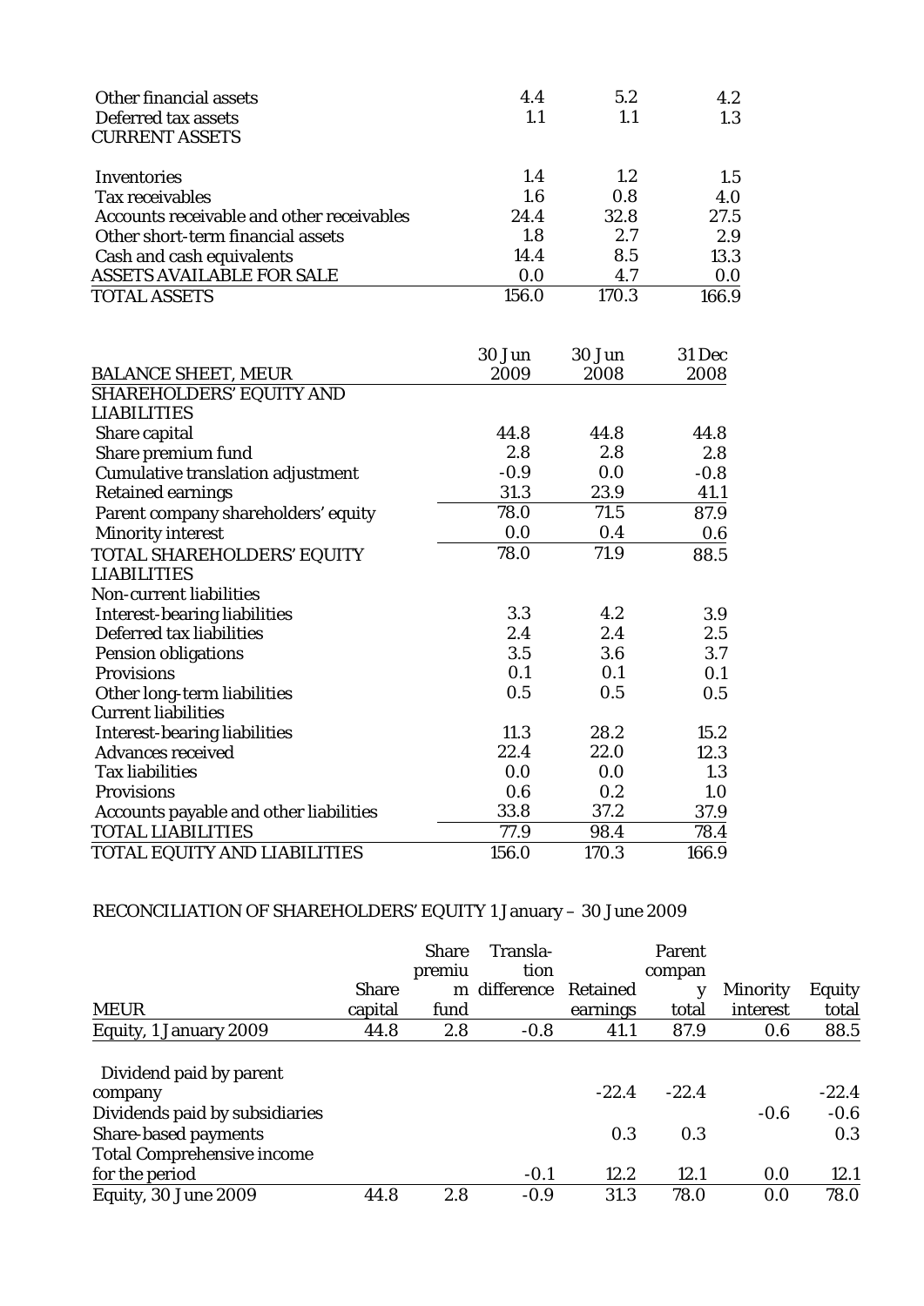| | | | |
|---|---|---|---|
| Other financial assets | 4.4 | 5.2 | 4.2 |
| Deferred tax assets | 1.1 | 1.1 | 1.3 |
| CURRENT ASSETS | | | |
| Inventories | 1.4 | 1.2 | 1.5 |
| Tax receivables | 1.6 | 0.8 | 4.0 |
| Accounts receivable and other receivables | 24.4 | 32.8 | 27.5 |
| Other short-term financial assets | 1.8 | 2.7 | 2.9 |
| Cash and cash equivalents | 14.4 | 8.5 | 13.3 |
| ASSETS AVAILABLE FOR SALE | 0.0 | 4.7 | 0.0 |
| TOTAL ASSETS | 156.0 | 170.3 | 166.9 |

| BALANCE SHEET, MEUR | 30 Jun 2009 | 30 Jun 2008 | 31 Dec 2008 |
|---|---|---|---|
| SHAREHOLDERS' EQUITY AND LIABILITIES | | | |
| Share capital | 44.8 | 44.8 | 44.8 |
| Share premium fund | 2.8 | 2.8 | 2.8 |
| Cumulative translation adjustment | -0.9 | 0.0 | -0.8 |
| Retained earnings | 31.3 | 23.9 | 41.1 |
| Parent company shareholders' equity | 78.0 | 71.5 | 87.9 |
| Minority interest | 0.0 | 0.4 | 0.6 |
| TOTAL SHAREHOLDERS' EQUITY | 78.0 | 71.9 | 88.5 |
| LIABILITIES | | | |
| Non-current liabilities | | | |
| Interest-bearing liabilities | 3.3 | 4.2 | 3.9 |
| Deferred tax liabilities | 2.4 | 2.4 | 2.5 |
| Pension obligations | 3.5 | 3.6 | 3.7 |
| Provisions | 0.1 | 0.1 | 0.1 |
| Other long-term liabilities | 0.5 | 0.5 | 0.5 |
| Current liabilities | | | |
| Interest-bearing liabilities | 11.3 | 28.2 | 15.2 |
| Advances received | 22.4 | 22.0 | 12.3 |
| Tax liabilities | 0.0 | 0.0 | 1.3 |
| Provisions | 0.6 | 0.2 | 1.0 |
| Accounts payable and other liabilities | 33.8 | 37.2 | 37.9 |
| TOTAL LIABILITIES | 77.9 | 98.4 | 78.4 |
| TOTAL EQUITY AND LIABILITIES | 156.0 | 170.3 | 166.9 |

RECONCILIATION OF SHAREHOLDERS' EQUITY 1 January – 30 June 2009

| MEUR | Share capital | Share premium fund | Translation difference | Retained earnings | Parent company total | Minority interest | Equity total |
|---|---|---|---|---|---|---|---|
| Equity, 1 January 2009 | 44.8 | 2.8 | -0.8 | 41.1 | 87.9 | 0.6 | 88.5 |
| Dividend paid by parent company | | | | -22.4 | -22.4 | | -22.4 |
| Dividends paid by subsidiaries | | | | | | -0.6 | -0.6 |
| Share-based payments | | | | 0.3 | 0.3 | | 0.3 |
| Total Comprehensive income for the period | | | -0.1 | 12.2 | 12.1 | 0.0 | 12.1 |
| Equity, 30 June 2009 | 44.8 | 2.8 | -0.9 | 31.3 | 78.0 | 0.0 | 78.0 |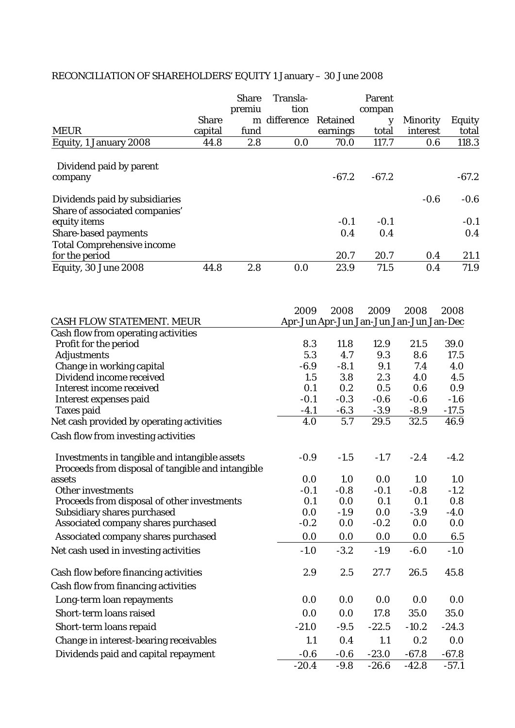RECONCILIATION OF SHAREHOLDERS' EQUITY 1 January – 30 June 2008

| MEUR | Share capital | Share premium fund | Translation difference | Retained earnings | Parent company total | Minority interest | Equity total |
|---|---|---|---|---|---|---|---|
| Equity, 1 January 2008 | 44.8 | 2.8 | 0.0 | 70.0 | 117.7 | 0.6 | 118.3 |
| Dividend paid by parent company | | | | -67.2 | -67.2 | | -67.2 |
| Dividends paid by subsidiaries | | | | | | -0.6 | -0.6 |
| Share of associated companies' equity items | | | | -0.1 | -0.1 | | -0.1 |
| Share-based payments | | | | 0.4 | 0.4 | | 0.4 |
| Total Comprehensive income for the period | | | | 20.7 | 20.7 | 0.4 | 21.1 |
| Equity, 30 June 2008 | 44.8 | 2.8 | 0.0 | 23.9 | 71.5 | 0.4 | 71.9 |

| CASH FLOW STATEMENT. MEUR | 2009 Apr-Jun | 2008 Apr-Jun | 2009 Jan-Jun | 2008 Jan-Jun | 2008 Jan-Dec |
|---|---|---|---|---|---|
| Cash flow from operating activities | | | | | |
| Profit for the period | 8.3 | 11.8 | 12.9 | 21.5 | 39.0 |
| Adjustments | 5.3 | 4.7 | 9.3 | 8.6 | 17.5 |
| Change in working capital | -6.9 | -8.1 | 9.1 | 7.4 | 4.0 |
| Dividend income received | 1.5 | 3.8 | 2.3 | 4.0 | 4.5 |
| Interest income received | 0.1 | 0.2 | 0.5 | 0.6 | 0.9 |
| Interest expenses paid | -0.1 | -0.3 | -0.6 | -0.6 | -1.6 |
| Taxes paid | -4.1 | -6.3 | -3.9 | -8.9 | -17.5 |
| Net cash provided by operating activities | 4.0 | 5.7 | 29.5 | 32.5 | 46.9 |
| Cash flow from investing activities | | | | | |
| Investments in tangible and intangible assets | -0.9 | -1.5 | -1.7 | -2.4 | -4.2 |
| Proceeds from disposal of tangible and intangible assets | 0.0 | 1.0 | 0.0 | 1.0 | 1.0 |
| Other investments | -0.1 | -0.8 | -0.1 | -0.8 | -1.2 |
| Proceeds from disposal of other investments | 0.1 | 0.0 | 0.1 | 0.1 | 0.8 |
| Subsidiary shares purchased | 0.0 | -1.9 | 0.0 | -3.9 | -4.0 |
| Associated company shares purchased | -0.2 | 0.0 | -0.2 | 0.0 | 0.0 |
| Associated company shares purchased | 0.0 | 0.0 | 0.0 | 0.0 | 6.5 |
| Net cash used in investing activities | -1.0 | -3.2 | -1.9 | -6.0 | -1.0 |
| Cash flow before financing activities | 2.9 | 2.5 | 27.7 | 26.5 | 45.8 |
| Cash flow from financing activities | | | | | |
| Long-term loan repayments | 0.0 | 0.0 | 0.0 | 0.0 | 0.0 |
| Short-term loans raised | 0.0 | 0.0 | 17.8 | 35.0 | 35.0 |
| Short-term loans repaid | -21.0 | -9.5 | -22.5 | -10.2 | -24.3 |
| Change in interest-bearing receivables | 1.1 | 0.4 | 1.1 | 0.2 | 0.0 |
| Dividends paid and capital repayment | -0.6 | -0.6 | -23.0 | -67.8 | -67.8 |
| | -20.4 | -9.8 | -26.6 | -42.8 | -57.1 |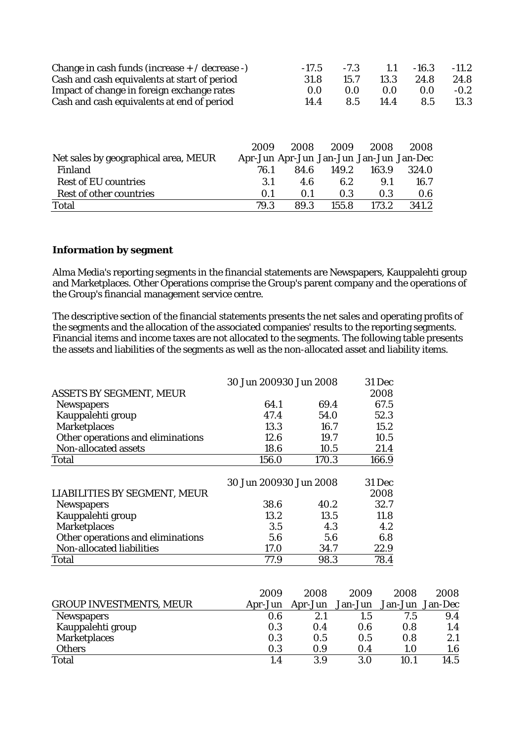| | | | | | |
|---|---|---|---|---|---|
| Change in cash funds (increase + / decrease -) | -17.5 | -7.3 | 1.1 | -16.3 | -11.2 |
| Cash and cash equivalents at start of period | 31.8 | 15.7 | 13.3 | 24.8 | 24.8 |
| Impact of change in foreign exchange rates | 0.0 | 0.0 | 0.0 | 0.0 | -0.2 |
| Cash and cash equivalents at end of period | 14.4 | 8.5 | 14.4 | 8.5 | 13.3 |

| | 2009 | 2008 | 2009 | 2008 | 2008 |
|---|---|---|---|---|---|
| Net sales by geographical area, MEUR | Apr-Jun | Apr-Jun | Jan-Jun | Jan-Jun | Jan-Dec |
| Finland | 76.1 | 84.6 | 149.2 | 163.9 | 324.0 |
| Rest of EU countries | 3.1 | 4.6 | 6.2 | 9.1 | 16.7 |
| Rest of other countries | 0.1 | 0.1 | 0.3 | 0.3 | 0.6 |
| Total | 79.3 | 89.3 | 155.8 | 173.2 | 341.2 |

**Information by segment**

Alma Media's reporting segments in the financial statements are Newspapers, Kauppalehti group and Marketplaces. Other Operations comprise the Group's parent company and the operations of the Group's financial management service centre.

The descriptive section of the financial statements presents the net sales and operating profits of the segments and the allocation of the associated companies' results to the reporting segments. Financial items and income taxes are not allocated to the segments. The following table presents the assets and liabilities of the segments as well as the non-allocated asset and liability items.

| ASSETS BY SEGMENT, MEUR | 30 Jun 2009 | 30 Jun 2008 | 31 Dec 2008 |
|---|---|---|---|
| Newspapers | 64.1 | 69.4 | 67.5 |
| Kauppalehti group | 47.4 | 54.0 | 52.3 |
| Marketplaces | 13.3 | 16.7 | 15.2 |
| Other operations and eliminations | 12.6 | 19.7 | 10.5 |
| Non-allocated assets | 18.6 | 10.5 | 21.4 |
| Total | 156.0 | 170.3 | 166.9 |

| LIABILITIES BY SEGMENT, MEUR | 30 Jun 2009 | 30 Jun 2008 | 31 Dec 2008 |
|---|---|---|---|
| Newspapers | 38.6 | 40.2 | 32.7 |
| Kauppalehti group | 13.2 | 13.5 | 11.8 |
| Marketplaces | 3.5 | 4.3 | 4.2 |
| Other operations and eliminations | 5.6 | 5.6 | 6.8 |
| Non-allocated liabilities | 17.0 | 34.7 | 22.9 |
| Total | 77.9 | 98.3 | 78.4 |

| | 2009 | 2008 | 2009 | 2008 | 2008 |
|---|---|---|---|---|---|
| GROUP INVESTMENTS, MEUR | Apr-Jun | Apr-Jun | Jan-Jun | Jan-Jun | Jan-Dec |
| Newspapers | 0.6 | 2.1 | 1.5 | 7.5 | 9.4 |
| Kauppalehti group | 0.3 | 0.4 | 0.6 | 0.8 | 1.4 |
| Marketplaces | 0.3 | 0.5 | 0.5 | 0.8 | 2.1 |
| Others | 0.3 | 0.9 | 0.4 | 1.0 | 1.6 |
| Total | 1.4 | 3.9 | 3.0 | 10.1 | 14.5 |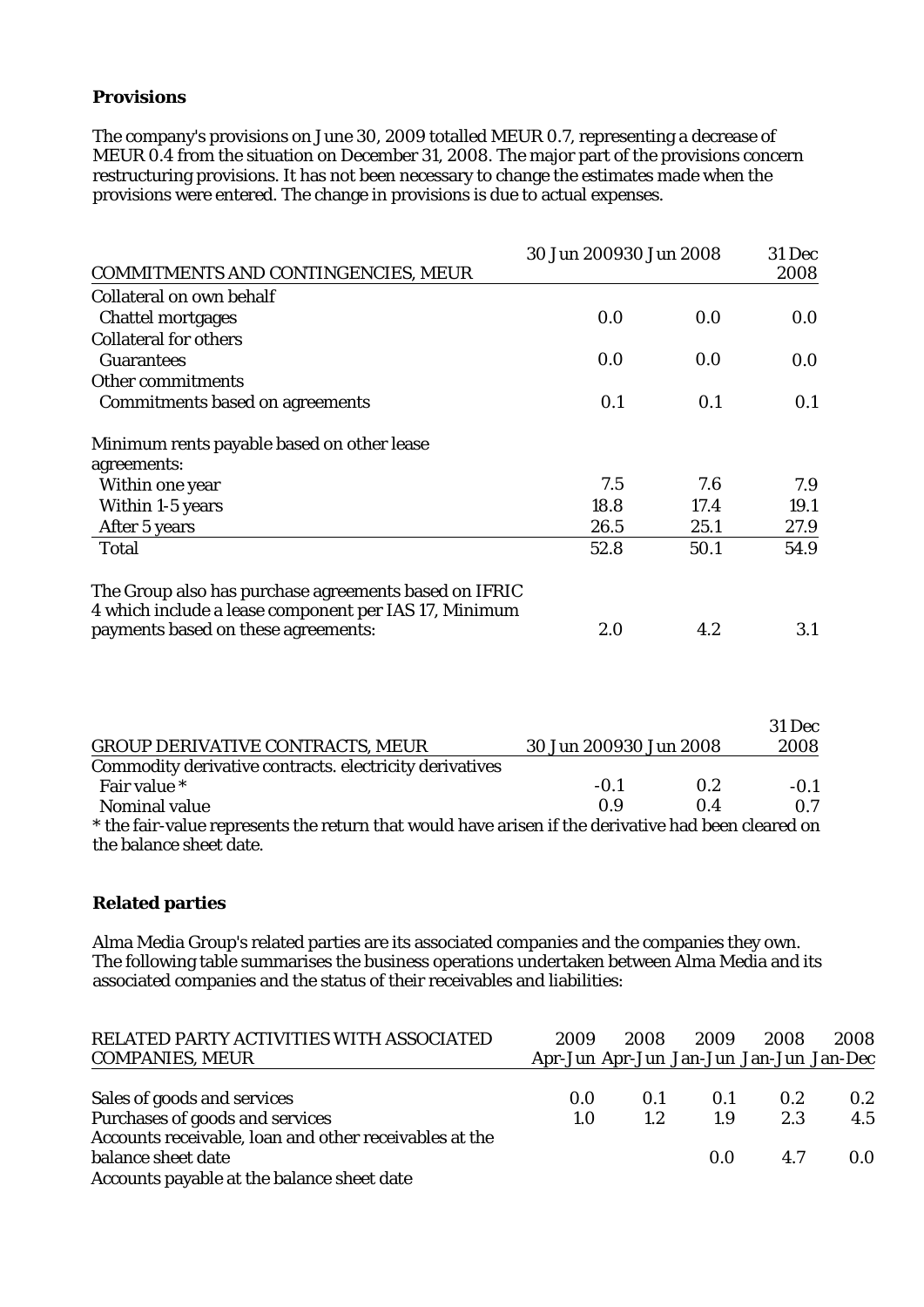**Provisions**

The company's provisions on June 30, 2009 totalled MEUR 0.7, representing a decrease of MEUR 0.4 from the situation on December 31, 2008. The major part of the provisions concern restructuring provisions. It has not been necessary to change the estimates made when the provisions were entered. The change in provisions is due to actual expenses.

| COMMITMENTS AND CONTINGENCIES, MEUR | 30 Jun 2009 | 30 Jun 2008 | 31 Dec 2008 |
|---|---|---|---|
| Collateral on own behalf | | | |
| Chattel mortgages | 0.0 | 0.0 | 0.0 |
| Collateral for others | | | |
| Guarantees | 0.0 | 0.0 | 0.0 |
| Other commitments | | | |
| Commitments based on agreements | 0.1 | 0.1 | 0.1 |
| | | | |
| Minimum rents payable based on other lease agreements: | | | |
| Within one year | 7.5 | 7.6 | 7.9 |
| Within 1-5 years | 18.8 | 17.4 | 19.1 |
| After 5 years | 26.5 | 25.1 | 27.9 |
| Total | 52.8 | 50.1 | 54.9 |
| | | | |
| The Group also has purchase agreements based on IFRIC 4 which include a lease component per IAS 17, Minimum payments based on these agreements: | 2.0 | 4.2 | 3.1 |

| GROUP DERIVATIVE CONTRACTS, MEUR | 30 Jun 2009 | 30 Jun 2008 | 31 Dec 2008 |
|---|---|---|---|
| Commodity derivative contracts. electricity derivatives | | | |
| Fair value * | -0.1 | 0.2 | -0.1 |
| Nominal value | 0.9 | 0.4 | 0.7 |

* the fair-value represents the return that would have arisen if the derivative had been cleared on the balance sheet date.

**Related parties**

Alma Media Group's related parties are its associated companies and the companies they own. The following table summarises the business operations undertaken between Alma Media and its associated companies and the status of their receivables and liabilities:

| RELATED PARTY ACTIVITIES WITH ASSOCIATED COMPANIES, MEUR | 2009 Apr-Jun | 2008 Apr-Jun | 2009 Jan-Jun | 2008 Jan-Jun | 2008 Jan-Dec |
|---|---|---|---|---|---|
| Sales of goods and services | 0.0 | 0.1 | 0.1 | 0.2 | 0.2 |
| Purchases of goods and services | 1.0 | 1.2 | 1.9 | 2.3 | 4.5 |
| Accounts receivable, loan and other receivables at the balance sheet date | | | 0.0 | 4.7 | 0.0 |
| Accounts payable at the balance sheet date | | | | | |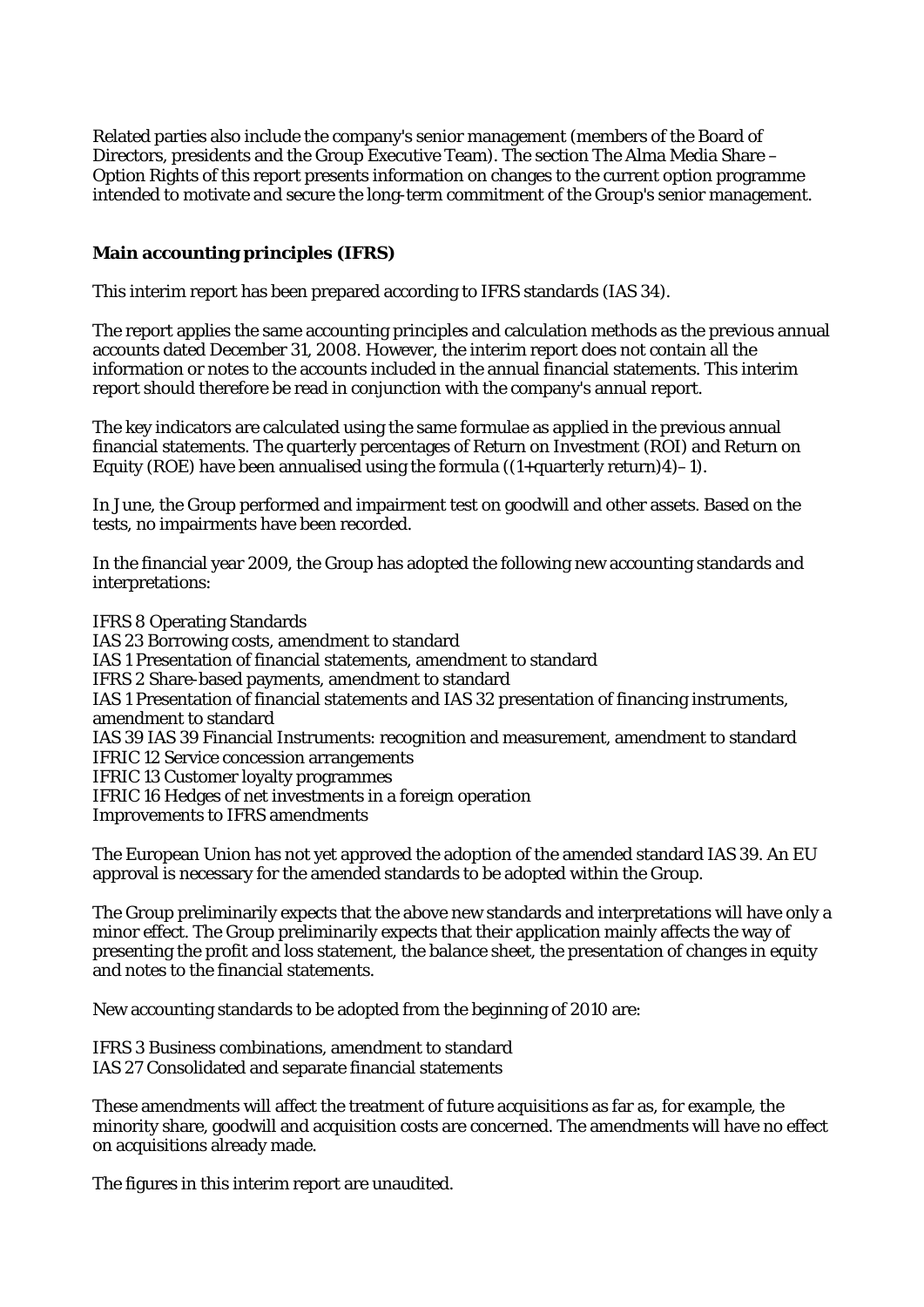Related parties also include the company's senior management (members of the Board of Directors, presidents and the Group Executive Team). The section The Alma Media Share – Option Rights of this report presents information on changes to the current option programme intended to motivate and secure the long-term commitment of the Group's senior management.

## Main accounting principles (IFRS)

This interim report has been prepared according to IFRS standards (IAS 34).

The report applies the same accounting principles and calculation methods as the previous annual accounts dated December 31, 2008. However, the interim report does not contain all the information or notes to the accounts included in the annual financial statements. This interim report should therefore be read in conjunction with the company's annual report.

The key indicators are calculated using the same formulae as applied in the previous annual financial statements. The quarterly percentages of Return on Investment (ROI) and Return on Equity (ROE) have been annualised using the formula ((1+quarterly return)4)– 1).

In June, the Group performed and impairment test on goodwill and other assets. Based on the tests, no impairments have been recorded.

In the financial year 2009, the Group has adopted the following new accounting standards and interpretations:

IFRS 8 Operating Standards  
IAS 23 Borrowing costs, amendment to standard  
IAS 1 Presentation of financial statements, amendment to standard  
IFRS 2 Share-based payments, amendment to standard  
IAS 1 Presentation of financial statements and IAS 32 presentation of financing instruments, amendment to standard  
IAS 39 IAS 39 Financial Instruments: recognition and measurement, amendment to standard  
IFRIC 12 Service concession arrangements  
IFRIC 13 Customer loyalty programmes  
IFRIC 16 Hedges of net investments in a foreign operation  
Improvements to IFRS amendments

The European Union has not yet approved the adoption of the amended standard IAS 39. An EU approval is necessary for the amended standards to be adopted within the Group.

The Group preliminarily expects that the above new standards and interpretations will have only a minor effect. The Group preliminarily expects that their application mainly affects the way of presenting the profit and loss statement, the balance sheet, the presentation of changes in equity and notes to the financial statements.

New accounting standards to be adopted from the beginning of 2010 are:

IFRS 3 Business combinations, amendment to standard  
IAS 27 Consolidated and separate financial statements

These amendments will affect the treatment of future acquisitions as far as, for example, the minority share, goodwill and acquisition costs are concerned. The amendments will have no effect on acquisitions already made.

The figures in this interim report are unaudited.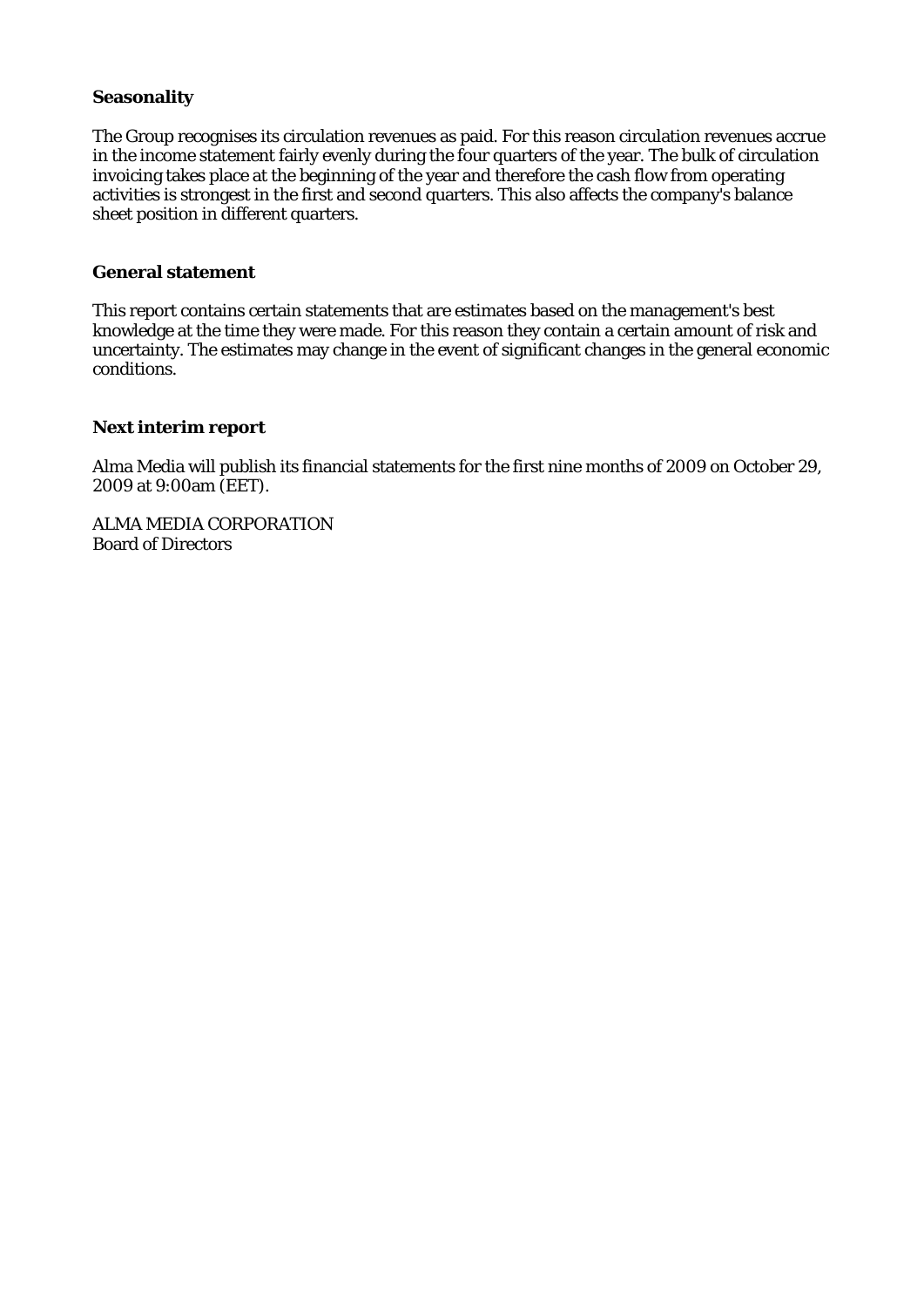## Seasonality

The Group recognises its circulation revenues as paid. For this reason circulation revenues accrue in the income statement fairly evenly during the four quarters of the year. The bulk of circulation invoicing takes place at the beginning of the year and therefore the cash flow from operating activities is strongest in the first and second quarters. This also affects the company's balance sheet position in different quarters.

## General statement

This report contains certain statements that are estimates based on the management's best knowledge at the time they were made. For this reason they contain a certain amount of risk and uncertainty. The estimates may change in the event of significant changes in the general economic conditions.

## Next interim report

Alma Media will publish its financial statements for the first nine months of 2009 on October 29, 2009 at 9:00am (EET).

ALMA MEDIA CORPORATION
Board of Directors